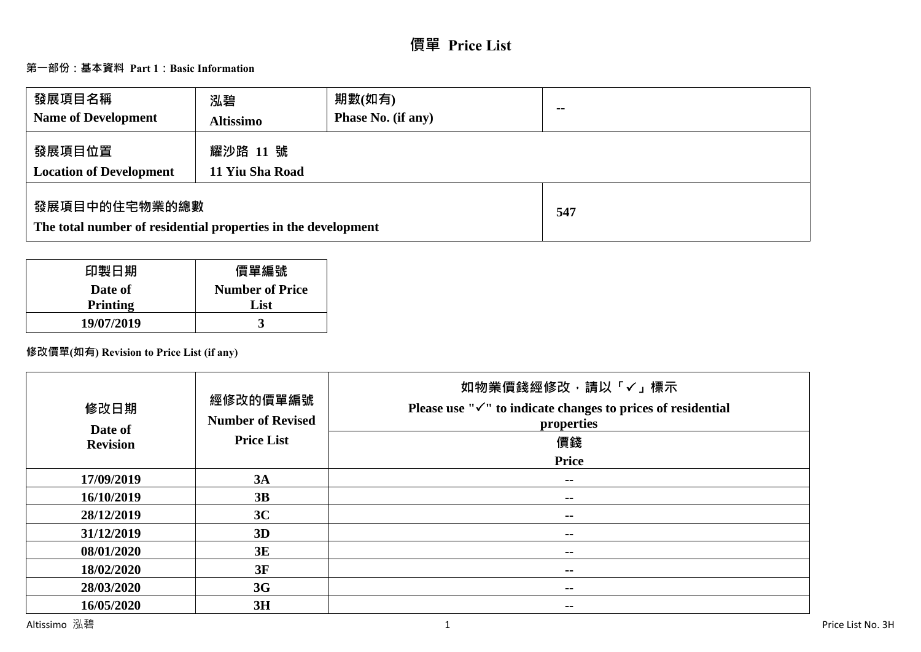# 價單 Price List

## 第一部份：基本資料 Part 1：Basic Information

| 發展項目名稱<br>Name of Development | 泓碧<br>Altissimo | 期數(如有)<br>Phase No. (if any) | -- |
|---|---|---|---|
| 發展項目位置<br>Location of Development | 耀沙路 11 號<br>11 Yiu Sha Road | | |
| 發展項目中的住宅物業的總數<br>The total number of residential properties in the development | | | 547 |

| 印製日期<br>Date of Printing | 價單編號<br>Number of Price List |
|---|---|
| 19/07/2019 | 3 |

**修改價單(如有) Revision to Price List (if any)**

| 修改日期<br>Date of Revision | 經修改的價單編號<br>Number of Revised Price List | 如物業價錢經修改，請以「✓」標示<br>Please use "✓" to indicate changes to prices of residential properties<br>價錢<br>Price |
|---|---|---|
| 17/09/2019 | 3A | -- |
| 16/10/2019 | 3B | -- |
| 28/12/2019 | 3C | -- |
| 31/12/2019 | 3D | -- |
| 08/01/2020 | 3E | -- |
| 18/02/2020 | 3F | -- |
| 28/03/2020 | 3G | -- |
| 16/05/2020 | 3H | -- |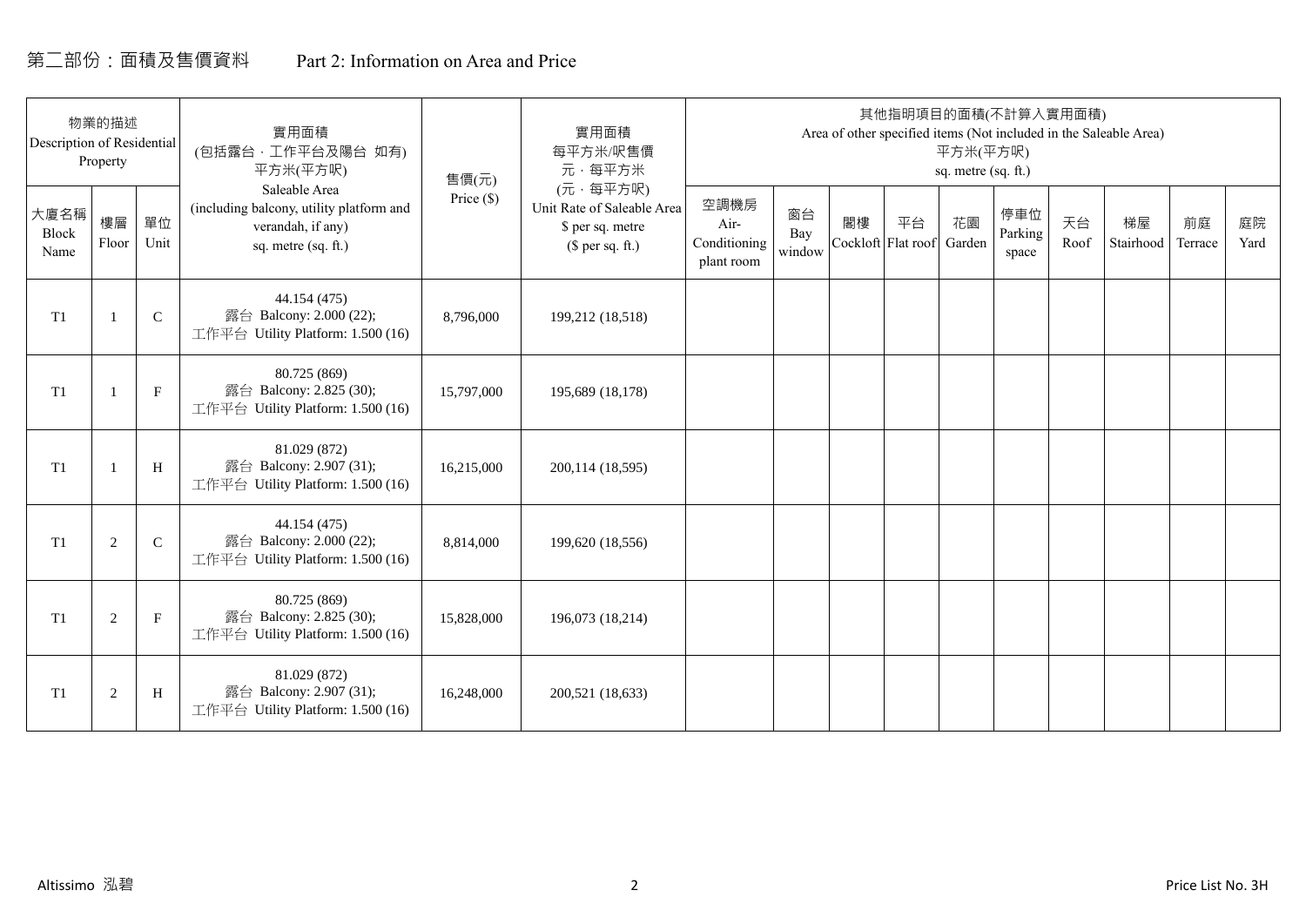# 第二部份：面積及售價資料 Part 2: Information on Area and Price

| 物業的描述 Description of Residential Property | | | 實用面積 (包括露台，工作平台及陽台 如有) 平方米(平方呎) Saleable Area (including balcony, utility platform and verandah, if any) sq. metre (sq. ft.) | 售價(元) Price ($) | 實用面積 每平方米/呎售價 元，每平方米 (元，每平方呎) Unit Rate of Saleable Area $ per sq. metre ($ per sq. ft.) | 其他指明項目的面積(不計算入實用面積) Area of other specified items (Not included in the Saleable Area) 平方米(平方呎) sq. metre (sq. ft.) | | | | | | | | | |
|---|---|---|---|---|---|---|---|---|---|---|---|---|---|---|---|
| 大廈名稱 Block Name | 樓層 Floor | 單位 Unit | | | | 空調機房 Air-Conditioning plant room | 窗台 Bay window | 閣樓 Cockloft | 平台 Flat roof | 花園 Garden | 停車位 Parking space | 天台 Roof | 梯屋 Stairhood | 前庭 Terrace | 庭院 Yard |
| T1 | 1 | C | 44.154 (475) 露台 Balcony: 2.000 (22); 工作平台 Utility Platform: 1.500 (16) | 8,796,000 | 199,212 (18,518) | | | | | | | | | | |
| T1 | 1 | F | 80.725 (869) 露台 Balcony: 2.825 (30); 工作平台 Utility Platform: 1.500 (16) | 15,797,000 | 195,689 (18,178) | | | | | | | | | | |
| T1 | 1 | H | 81.029 (872) 露台 Balcony: 2.907 (31); 工作平台 Utility Platform: 1.500 (16) | 16,215,000 | 200,114 (18,595) | | | | | | | | | | |
| T1 | 2 | C | 44.154 (475) 露台 Balcony: 2.000 (22); 工作平台 Utility Platform: 1.500 (16) | 8,814,000 | 199,620 (18,556) | | | | | | | | | | |
| T1 | 2 | F | 80.725 (869) 露台 Balcony: 2.825 (30); 工作平台 Utility Platform: 1.500 (16) | 15,828,000 | 196,073 (18,214) | | | | | | | | | | |
| T1 | 2 | H | 81.029 (872) 露台 Balcony: 2.907 (31); 工作平台 Utility Platform: 1.500 (16) | 16,248,000 | 200,521 (18,633) | | | | | | | | | | |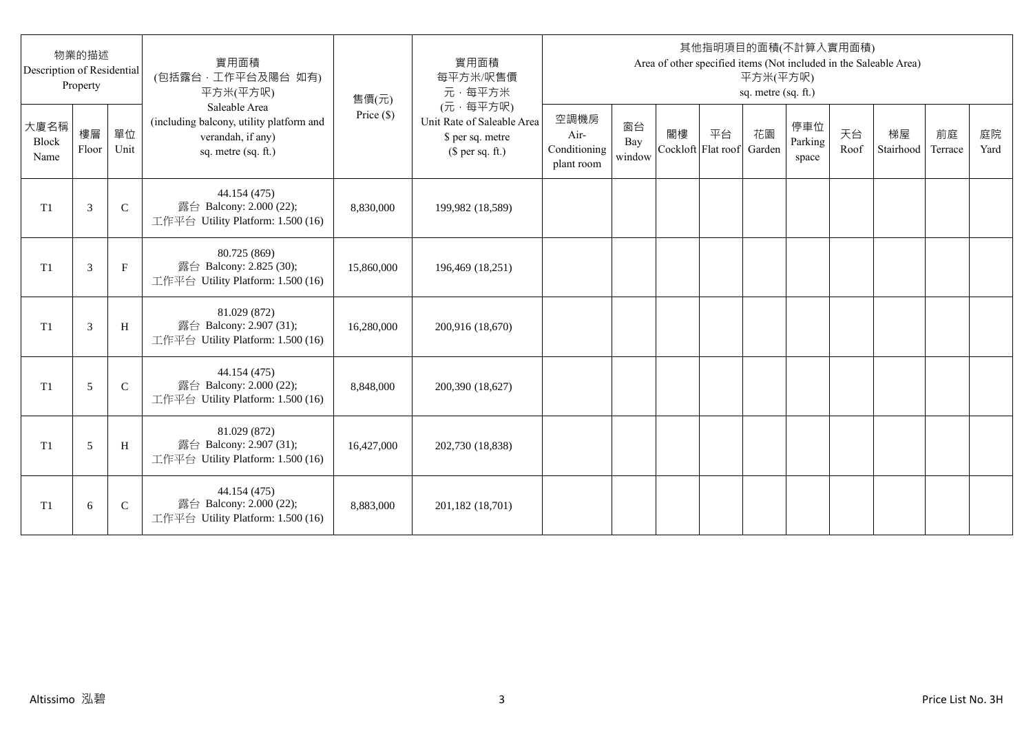| 物業的描述 Description of Residential Property | | | 實用面積 (包括露台，工作平台及陽台 如有) 平方米(平方呎) Saleable Area (including balcony, utility platform and verandah, if any) sq. metre (sq. ft.) | 售價(元) Price ($) | 實用面積 每平方米/呎售價 元，每平方米 (元，每平方呎) Unit Rate of Saleable Area $ per sq. metre ($ per sq. ft.) | 其他指明項目的面積(不計算入實用面積) Area of other specified items (Not included in the Saleable Area) 平方米(平方呎) sq. metre (sq. ft.) | | | | | | | | | |
|---|---|---|---|---|---|---|---|---|---|---|---|---|---|---|---|
| 大廈名稱 Block Name | 樓層 Floor | 單位 Unit | | | | 空調機房 Air-Conditioning plant room | 窗台 Bay window | 閣樓 Cockloft | 平台 Flat roof | 花園 Garden | 停車位 Parking space | 天台 Roof | 梯屋 Stairhood | 前庭 Terrace | 庭院 Yard |
| T1 | 3 | C | 44.154 (475) 露台 Balcony: 2.000 (22); 工作平台 Utility Platform: 1.500 (16) | 8,830,000 | 199,982 (18,589) | | | | | | | | | | |
| T1 | 3 | F | 80.725 (869) 露台 Balcony: 2.825 (30); 工作平台 Utility Platform: 1.500 (16) | 15,860,000 | 196,469 (18,251) | | | | | | | | | | |
| T1 | 3 | H | 81.029 (872) 露台 Balcony: 2.907 (31); 工作平台 Utility Platform: 1.500 (16) | 16,280,000 | 200,916 (18,670) | | | | | | | | | | |
| T1 | 5 | C | 44.154 (475) 露台 Balcony: 2.000 (22); 工作平台 Utility Platform: 1.500 (16) | 8,848,000 | 200,390 (18,627) | | | | | | | | | | |
| T1 | 5 | H | 81.029 (872) 露台 Balcony: 2.907 (31); 工作平台 Utility Platform: 1.500 (16) | 16,427,000 | 202,730 (18,838) | | | | | | | | | | |
| T1 | 6 | C | 44.154 (475) 露台 Balcony: 2.000 (22); 工作平台 Utility Platform: 1.500 (16) | 8,883,000 | 201,182 (18,701) | | | | | | | | | | |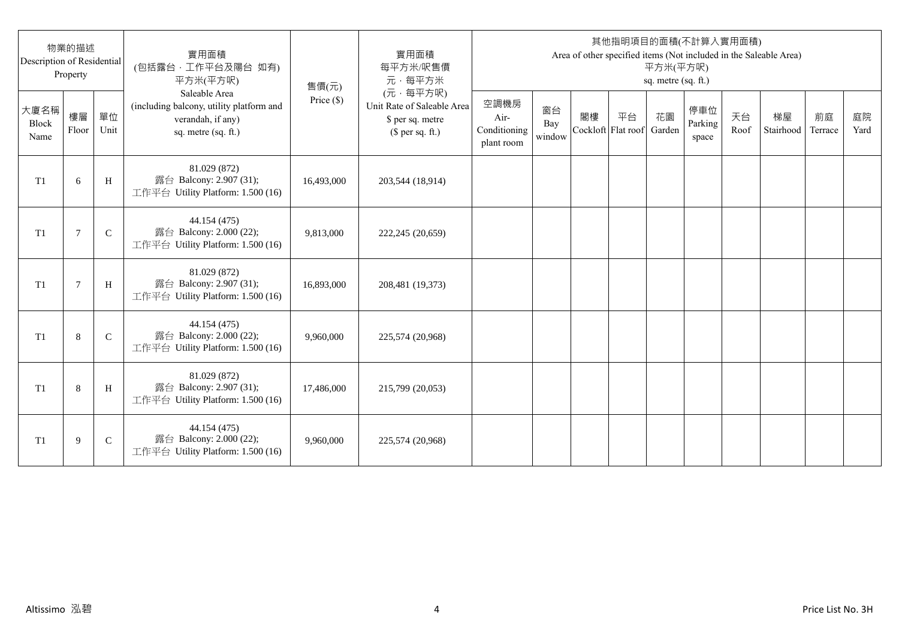| 物業的描述 Description of Residential Property | | | 實用面積 (包括露台，工作平台及陽台 如有) 平方米(平方呎) Saleable Area (including balcony, utility platform and verandah, if any) sq. metre (sq. ft.) | 售價(元) Price ($) | 實用面積 每平方米/呎售價 元，每平方米 (元，每平方呎) Unit Rate of Saleable Area $ per sq. metre ($ per sq. ft.) | 其他指明項目的面積(不計算入實用面積) Area of other specified items (Not included in the Saleable Area) 平方米(平方呎) sq. metre (sq. ft.) | | | | | | | | | |
|---|---|---|---|---|---|---|---|---|---|---|---|---|---|---|---|
| 大廈名稱 Block Name | 樓層 Floor | 單位 Unit | | | | 空調機房 Air-Conditioning plant room | 窗台 Bay window | 閣樓 Cockloft | 平台 Flat roof | 花園 Garden | 停車位 Parking space | 天台 Roof | 梯屋 Stairhood | 前庭 Terrace | 庭院 Yard |
| T1 | 6 | H | 81.029 (872) 露台 Balcony: 2.907 (31); 工作平台 Utility Platform: 1.500 (16) | 16,493,000 | 203,544 (18,914) | | | | | | | | | | |
| T1 | 7 | C | 44.154 (475) 露台 Balcony: 2.000 (22); 工作平台 Utility Platform: 1.500 (16) | 9,813,000 | 222,245 (20,659) | | | | | | | | | | |
| T1 | 7 | H | 81.029 (872) 露台 Balcony: 2.907 (31); 工作平台 Utility Platform: 1.500 (16) | 16,893,000 | 208,481 (19,373) | | | | | | | | | | |
| T1 | 8 | C | 44.154 (475) 露台 Balcony: 2.000 (22); 工作平台 Utility Platform: 1.500 (16) | 9,960,000 | 225,574 (20,968) | | | | | | | | | | |
| T1 | 8 | H | 81.029 (872) 露台 Balcony: 2.907 (31); 工作平台 Utility Platform: 1.500 (16) | 17,486,000 | 215,799 (20,053) | | | | | | | | | | |
| T1 | 9 | C | 44.154 (475) 露台 Balcony: 2.000 (22); 工作平台 Utility Platform: 1.500 (16) | 9,960,000 | 225,574 (20,968) | | | | | | | | | | |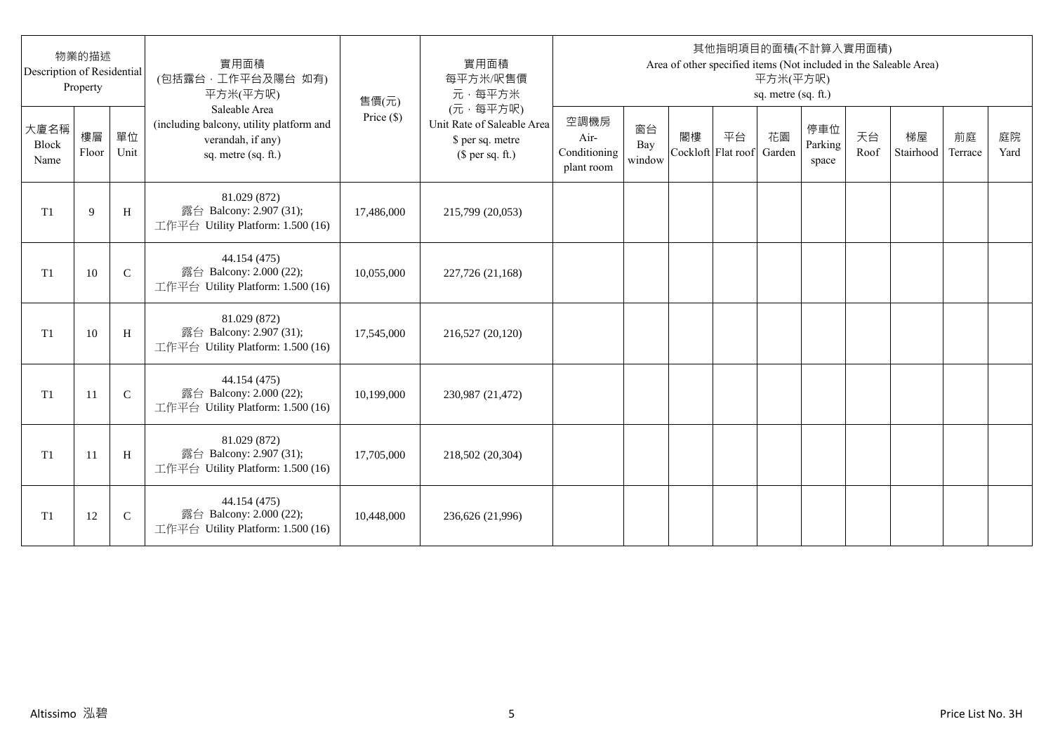| 物業的描述 Description of Residential Property | | | 實用面積 (包括露台，工作平台及陽台 如有) 平方米(平方呎) Saleable Area (including balcony, utility platform and verandah, if any) sq. metre (sq. ft.) | 售價(元) Price ($) | 實用面積 每平方米/呎售價 元，每平方米 (元，每平方呎) Unit Rate of Saleable Area $ per sq. metre ($ per sq. ft.) | 其他指明項目的面積(不計算入實用面積) Area of other specified items (Not included in the Saleable Area) 平方米(平方呎) sq. metre (sq. ft.) | | | | | | | | | |
|---|---|---|---|---|---|---|---|---|---|---|---|---|---|---|---|
| 大廈名稱 Block Name | 樓層 Floor | 單位 Unit | | | | 空調機房 Air-Conditioning plant room | 窗台 Bay window | 閣樓 Cockloft | 平台 Flat roof | 花園 Garden | 停車位 Parking space | 天台 Roof | 梯屋 Stairhood | 前庭 Terrace | 庭院 Yard |
| T1 | 9 | H | 81.029 (872) 露台 Balcony: 2.907 (31); 工作平台 Utility Platform: 1.500 (16) | 17,486,000 | 215,799 (20,053) | | | | | | | | | | |
| T1 | 10 | C | 44.154 (475) 露台 Balcony: 2.000 (22); 工作平台 Utility Platform: 1.500 (16) | 10,055,000 | 227,726 (21,168) | | | | | | | | | | |
| T1 | 10 | H | 81.029 (872) 露台 Balcony: 2.907 (31); 工作平台 Utility Platform: 1.500 (16) | 17,545,000 | 216,527 (20,120) | | | | | | | | | | |
| T1 | 11 | C | 44.154 (475) 露台 Balcony: 2.000 (22); 工作平台 Utility Platform: 1.500 (16) | 10,199,000 | 230,987 (21,472) | | | | | | | | | | |
| T1 | 11 | H | 81.029 (872) 露台 Balcony: 2.907 (31); 工作平台 Utility Platform: 1.500 (16) | 17,705,000 | 218,502 (20,304) | | | | | | | | | | |
| T1 | 12 | C | 44.154 (475) 露台 Balcony: 2.000 (22); 工作平台 Utility Platform: 1.500 (16) | 10,448,000 | 236,626 (21,996) | | | | | | | | | | |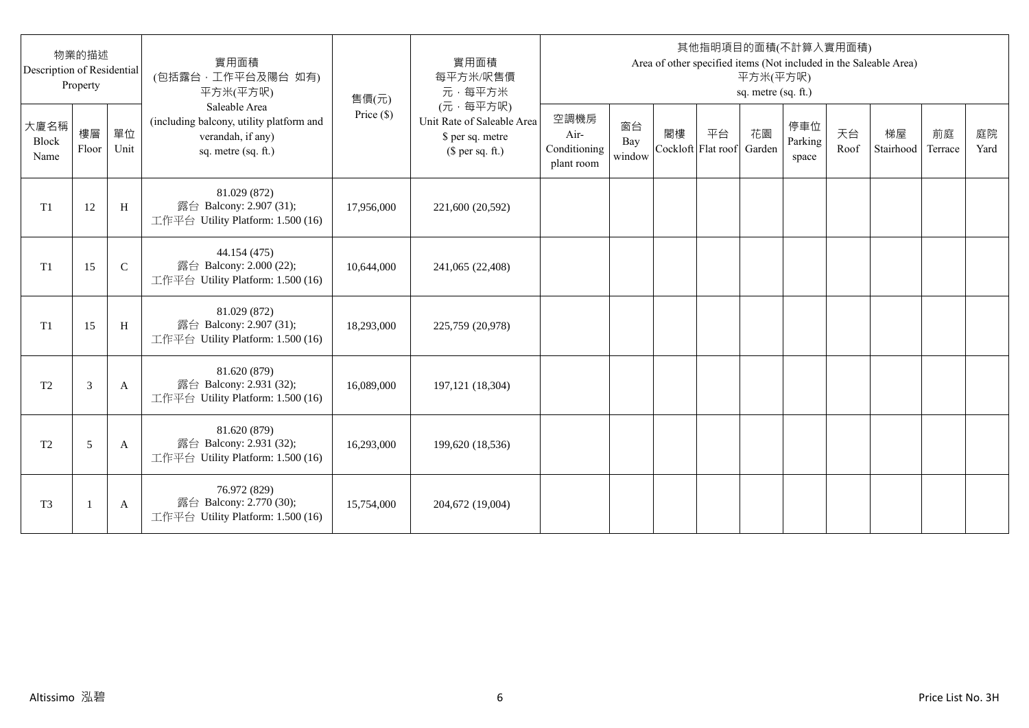| 物業的描述 Description of Residential Property | | | 實用面積 (包括露台，工作平台及陽台 如有) 平方米(平方呎) Saleable Area (including balcony, utility platform and verandah, if any) sq. metre (sq. ft.) | 售價(元) Price ($) | 實用面積 每平方米/呎售價 元，每平方米 (元，每平方呎) Unit Rate of Saleable Area $ per sq. metre ($ per sq. ft.) | 其他指明項目的面積(不計算入實用面積) Area of other specified items (Not included in the Saleable Area) 平方米(平方呎) sq. metre (sq. ft.) | | | | | | | | | |
|---|---|---|---|---|---|---|---|---|---|---|---|---|---|---|---|
| 大廈名稱 Block Name | 樓層 Floor | 單位 Unit | | | | 空調機房 Air-Conditioning plant room | 窗台 Bay window | 閣樓 Cockloft | 平台 Flat roof | 花園 Garden | 停車位 Parking space | 天台 Roof | 梯屋 Stairhood | 前庭 Terrace | 庭院 Yard |
| T1 | 12 | H | 81.029 (872) 露台 Balcony: 2.907 (31); 工作平台 Utility Platform: 1.500 (16) | 17,956,000 | 221,600 (20,592) | | | | | | | | | | |
| T1 | 15 | C | 44.154 (475) 露台 Balcony: 2.000 (22); 工作平台 Utility Platform: 1.500 (16) | 10,644,000 | 241,065 (22,408) | | | | | | | | | | |
| T1 | 15 | H | 81.029 (872) 露台 Balcony: 2.907 (31); 工作平台 Utility Platform: 1.500 (16) | 18,293,000 | 225,759 (20,978) | | | | | | | | | | |
| T2 | 3 | A | 81.620 (879) 露台 Balcony: 2.931 (32); 工作平台 Utility Platform: 1.500 (16) | 16,089,000 | 197,121 (18,304) | | | | | | | | | | |
| T2 | 5 | A | 81.620 (879) 露台 Balcony: 2.931 (32); 工作平台 Utility Platform: 1.500 (16) | 16,293,000 | 199,620 (18,536) | | | | | | | | | | |
| T3 | 1 | A | 76.972 (829) 露台 Balcony: 2.770 (30); 工作平台 Utility Platform: 1.500 (16) | 15,754,000 | 204,672 (19,004) | | | | | | | | | | |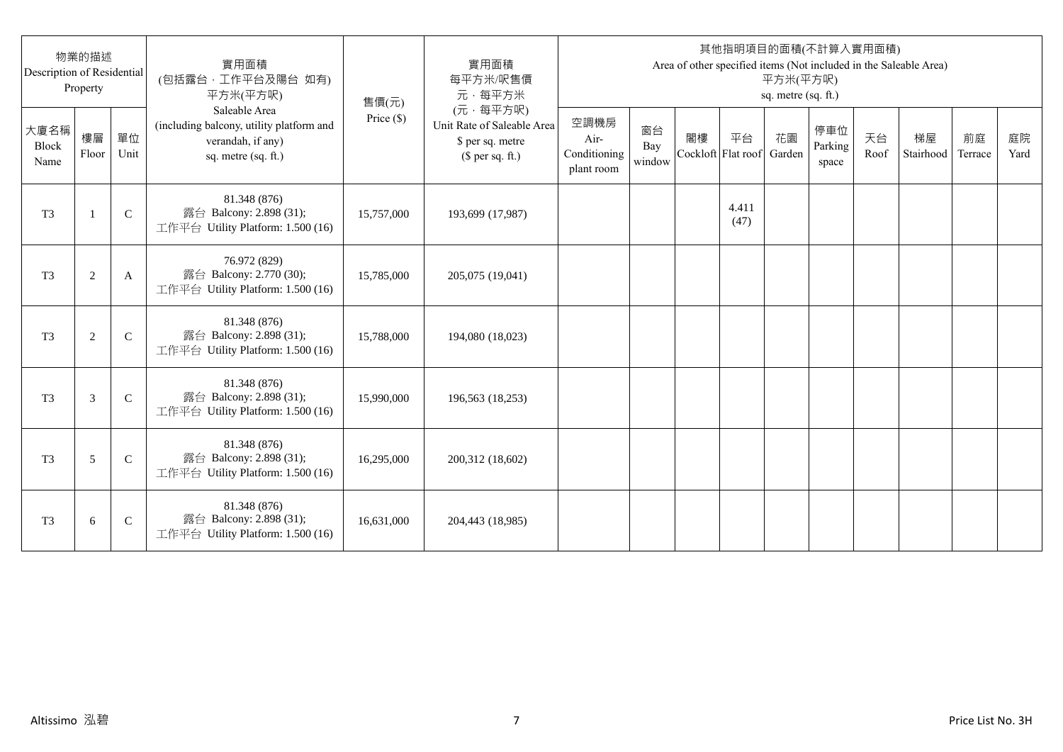| 物業的描述 Description of Residential Property | | | 實用面積 (包括露台，工作平台及陽台 如有) 平方米(平方呎) Saleable Area (including balcony, utility platform and verandah, if any) sq. metre (sq. ft.) | 售價(元) Price ($) | 實用面積 每平方米/呎售價 元，每平方米 (元，每平方呎) Unit Rate of Saleable Area $ per sq. metre ($ per sq. ft.) | 其他指明項目的面積(不計算入實用面積) Area of other specified items (Not included in the Saleable Area) 平方米(平方呎) sq. metre (sq. ft.) | | | | | | | | | |
|---|---|---|---|---|---|---|---|---|---|---|---|---|---|---|---|
| 大廈名稱 Block Name | 樓層 Floor | 單位 Unit | | | | 空調機房 Air-Conditioning plant room | 窗台 Bay window | 閣樓 Cockloft | 平台 Flat roof | 花園 Garden | 停車位 Parking space | 天台 Roof | 梯屋 Stairhood | 前庭 Terrace | 庭院 Yard |
| T3 | 1 | C | 81.348 (876) 露台 Balcony: 2.898 (31); 工作平台 Utility Platform: 1.500 (16) | 15,757,000 | 193,699 (17,987) | | | | 4.411 (47) | | | | | | |
| T3 | 2 | A | 76.972 (829) 露台 Balcony: 2.770 (30); 工作平台 Utility Platform: 1.500 (16) | 15,785,000 | 205,075 (19,041) | | | | | | | | | | |
| T3 | 2 | C | 81.348 (876) 露台 Balcony: 2.898 (31); 工作平台 Utility Platform: 1.500 (16) | 15,788,000 | 194,080 (18,023) | | | | | | | | | | |
| T3 | 3 | C | 81.348 (876) 露台 Balcony: 2.898 (31); 工作平台 Utility Platform: 1.500 (16) | 15,990,000 | 196,563 (18,253) | | | | | | | | | | |
| T3 | 5 | C | 81.348 (876) 露台 Balcony: 2.898 (31); 工作平台 Utility Platform: 1.500 (16) | 16,295,000 | 200,312 (18,602) | | | | | | | | | | |
| T3 | 6 | C | 81.348 (876) 露台 Balcony: 2.898 (31); 工作平台 Utility Platform: 1.500 (16) | 16,631,000 | 204,443 (18,985) | | | | | | | | | | |

Altissimo 泓碧 Price List No. 3H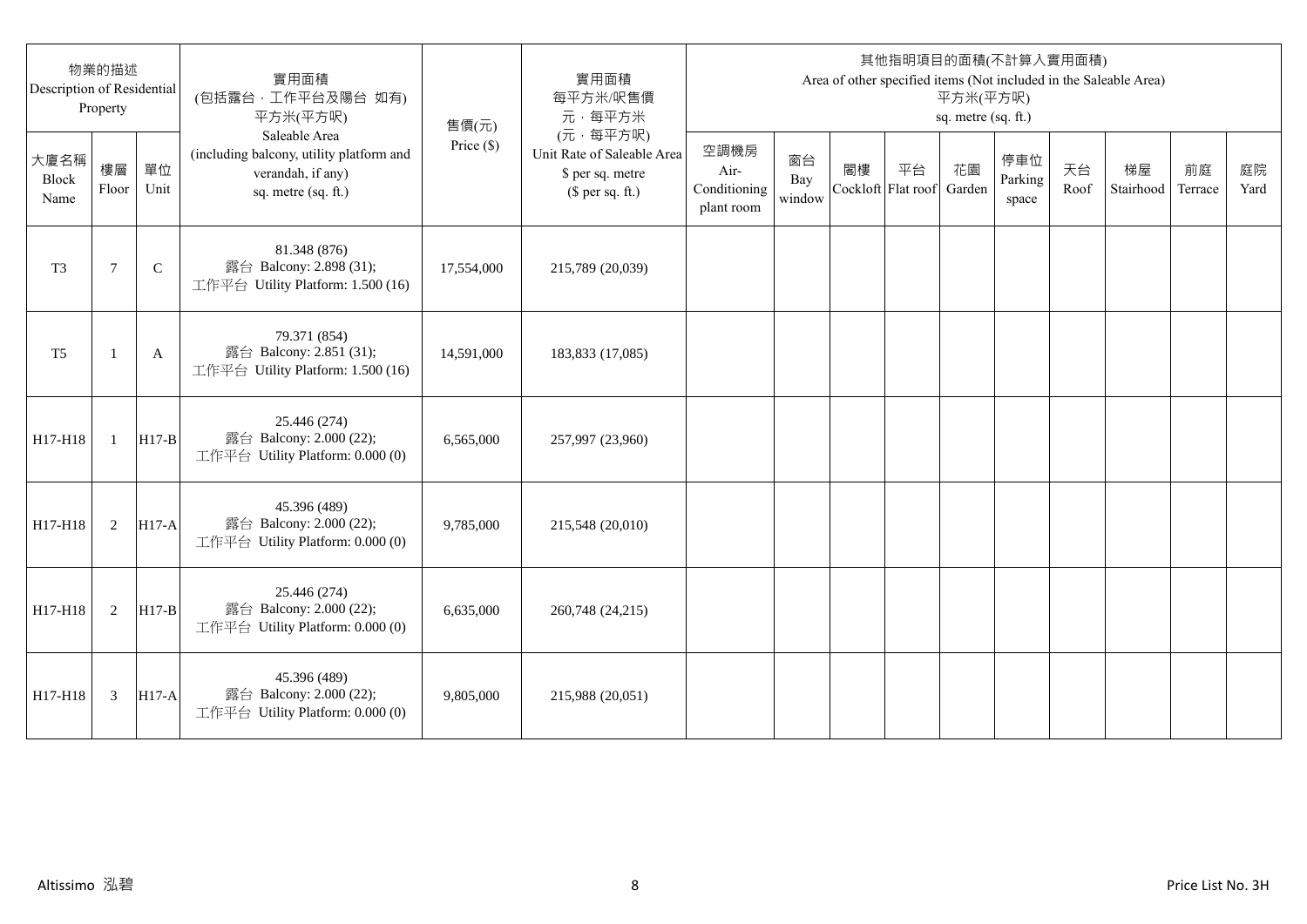| 物業的描述 Description of Residential Property | | | 實用面積 (包括露台，工作平台及陽台 如有) 平方米(平方呎) Saleable Area (including balcony, utility platform and verandah, if any) sq. metre (sq. ft.) | 售價(元) Price ($) | 實用面積 每平方米/呎售價 元，每平方米 (元，每平方呎) Unit Rate of Saleable Area $ per sq. metre ($ per sq. ft.) | 其他指明項目的面積(不計算入實用面積) Area of other specified items (Not included in the Saleable Area) 平方米(平方呎) sq. metre (sq. ft.) | | | | | | | | | |
|---|---|---|---|---|---|---|---|---|---|---|---|---|---|---|---|
| 大廈名稱 Block Name | 樓層 Floor | 單位 Unit | | | | 空調機房 Air-Conditioning plant room | 窗台 Bay window | 閣樓 Cockloft | 平台 Flat roof | 花園 Garden | 停車位 Parking space | 天台 Roof | 梯屋 Stairhood | 前庭 Terrace | 庭院 Yard |
| T3 | 7 | C | 81.348 (876) 露台 Balcony: 2.898 (31); 工作平台 Utility Platform: 1.500 (16) | 17,554,000 | 215,789 (20,039) | | | | | | | | | | |
| T5 | 1 | A | 79.371 (854) 露台 Balcony: 2.851 (31); 工作平台 Utility Platform: 1.500 (16) | 14,591,000 | 183,833 (17,085) | | | | | | | | | | |
| H17-H18 | 1 | H17-B | 25.446 (274) 露台 Balcony: 2.000 (22); 工作平台 Utility Platform: 0.000 (0) | 6,565,000 | 257,997 (23,960) | | | | | | | | | | |
| H17-H18 | 2 | H17-A | 45.396 (489) 露台 Balcony: 2.000 (22); 工作平台 Utility Platform: 0.000 (0) | 9,785,000 | 215,548 (20,010) | | | | | | | | | | |
| H17-H18 | 2 | H17-B | 25.446 (274) 露台 Balcony: 2.000 (22); 工作平台 Utility Platform: 0.000 (0) | 6,635,000 | 260,748 (24,215) | | | | | | | | | | |
| H17-H18 | 3 | H17-A | 45.396 (489) 露台 Balcony: 2.000 (22); 工作平台 Utility Platform: 0.000 (0) | 9,805,000 | 215,988 (20,051) | | | | | | | | | | |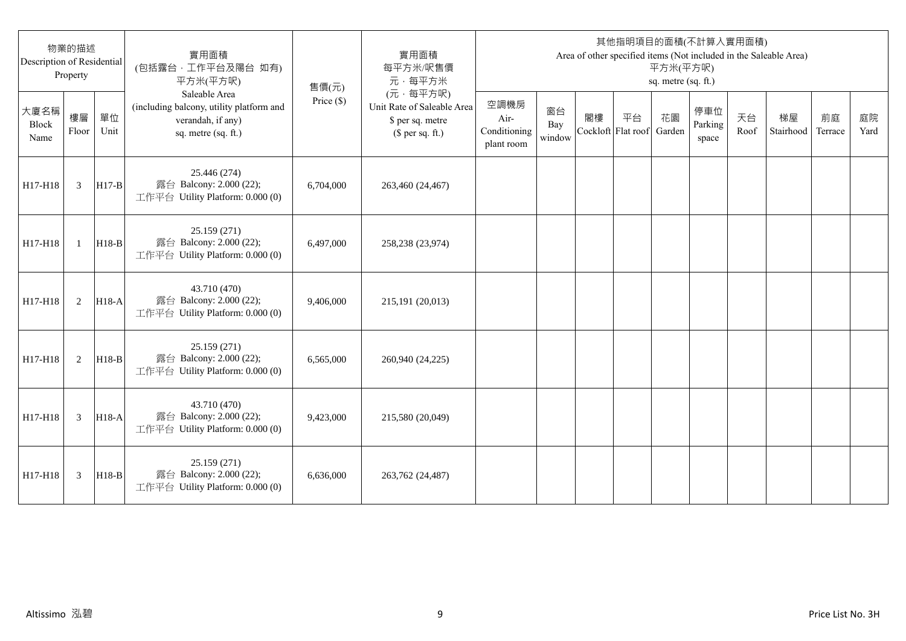| 物業的描述 Description of Residential Property | | | 實用面積 (包括露台，工作平台及陽台 如有) 平方米(平方呎) Saleable Area (including balcony, utility platform and verandah, if any) sq. metre (sq. ft.) | 售價(元) Price ($) | 實用面積 每平方米/呎售價 元，每平方米 (元，每平方呎) Unit Rate of Saleable Area $ per sq. metre ($ per sq. ft.) | 其他指明項目的面積(不計算入實用面積) Area of other specified items (Not included in the Saleable Area) 平方米(平方呎) sq. metre (sq. ft.) | | | | | | | | | |
|---|---|---|---|---|---|---|---|---|---|---|---|---|---|---|---|
| 大廈名稱 Block Name | 樓層 Floor | 單位 Unit | | | | 空調機房 Air-Conditioning plant room | 窗台 Bay window | 閣樓 Cockloft | 平台 Flat roof | 花園 Garden | 停車位 Parking space | 天台 Roof | 梯屋 Stairhood | 前庭 Terrace | 庭院 Yard |
| H17-H18 | 3 | H17-B | 25.446 (274) 露台 Balcony: 2.000 (22); 工作平台 Utility Platform: 0.000 (0) | 6,704,000 | 263,460 (24,467) | | | | | | | | | | |
| H17-H18 | 1 | H18-B | 25.159 (271) 露台 Balcony: 2.000 (22); 工作平台 Utility Platform: 0.000 (0) | 6,497,000 | 258,238 (23,974) | | | | | | | | | | |
| H17-H18 | 2 | H18-A | 43.710 (470) 露台 Balcony: 2.000 (22); 工作平台 Utility Platform: 0.000 (0) | 9,406,000 | 215,191 (20,013) | | | | | | | | | | |
| H17-H18 | 2 | H18-B | 25.159 (271) 露台 Balcony: 2.000 (22); 工作平台 Utility Platform: 0.000 (0) | 6,565,000 | 260,940 (24,225) | | | | | | | | | | |
| H17-H18 | 3 | H18-A | 43.710 (470) 露台 Balcony: 2.000 (22); 工作平台 Utility Platform: 0.000 (0) | 9,423,000 | 215,580 (20,049) | | | | | | | | | | |
| H17-H18 | 3 | H18-B | 25.159 (271) 露台 Balcony: 2.000 (22); 工作平台 Utility Platform: 0.000 (0) | 6,636,000 | 263,762 (24,487) | | | | | | | | | | |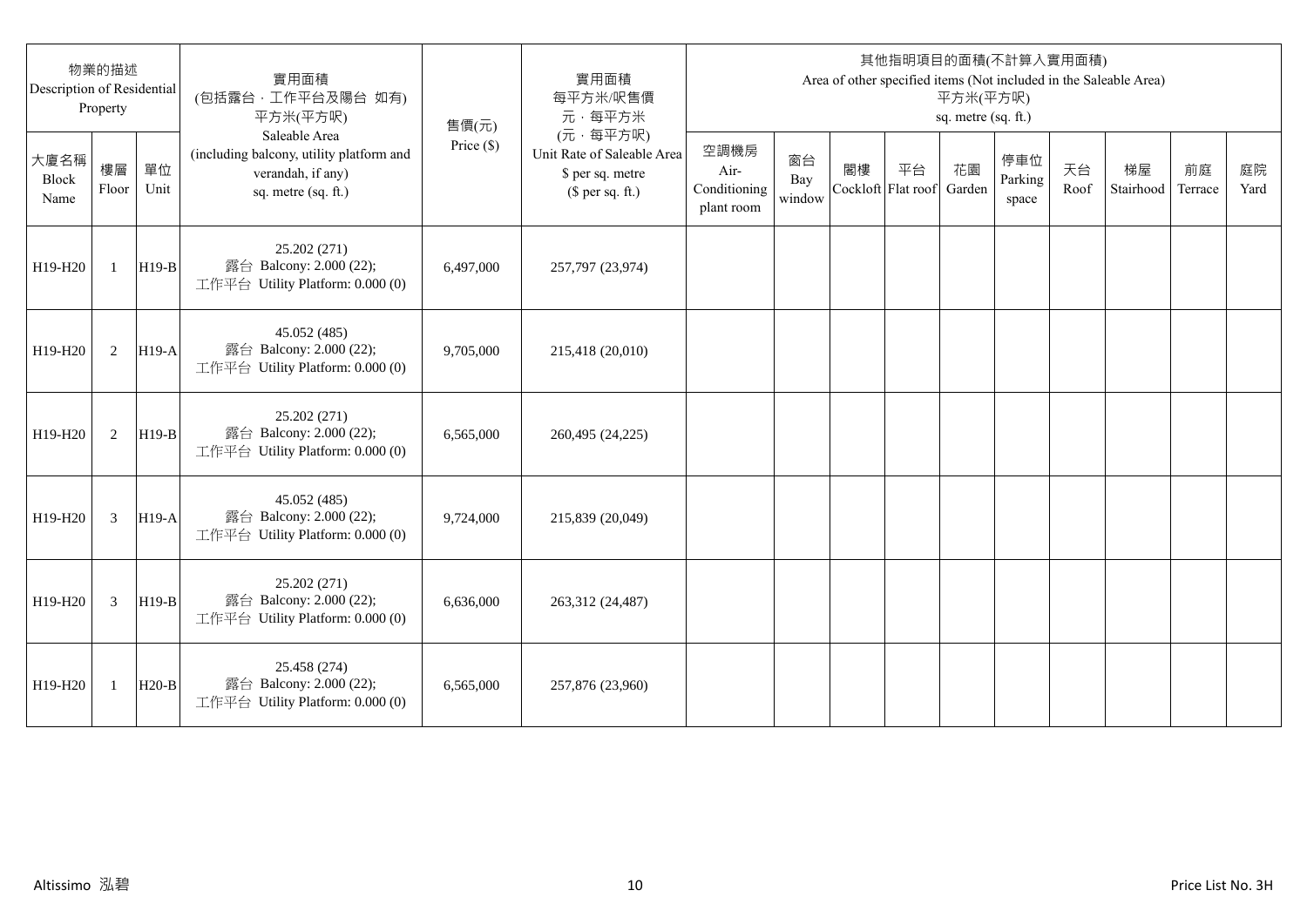| 物業的描述 Description of Residential Property | | | 實用面積 (包括露台，工作平台及陽台 如有) 平方米(平方呎) Saleable Area (including balcony, utility platform and verandah, if any) sq. metre (sq. ft.) | 售價(元) Price ($) | 實用面積 每平方米/呎售價 元，每平方米 (元，每平方呎) Unit Rate of Saleable Area $ per sq. metre ($ per sq. ft.) | 其他指明項目的面積(不計算入實用面積) Area of other specified items (Not included in the Saleable Area) 平方米(平方呎) sq. metre (sq. ft.) | | | | | | | | | |
|---|---|---|---|---|---|---|---|---|---|---|---|---|---|---|---|
| 大廈名稱 Block Name | 樓層 Floor | 單位 Unit | | | | 空調機房 Air-Conditioning plant room | 窗台 Bay window | 閣樓 Cockloft | 平台 Flat roof | 花園 Garden | 停車位 Parking space | 天台 Roof | 梯屋 Stairhood | 前庭 Terrace | 庭院 Yard |
| H19-H20 | 1 | H19-B | 25.202 (271) 露台 Balcony: 2.000 (22); 工作平台 Utility Platform: 0.000 (0) | 6,497,000 | 257,797 (23,974) | | | | | | | | | | |
| H19-H20 | 2 | H19-A | 45.052 (485) 露台 Balcony: 2.000 (22); 工作平台 Utility Platform: 0.000 (0) | 9,705,000 | 215,418 (20,010) | | | | | | | | | | |
| H19-H20 | 2 | H19-B | 25.202 (271) 露台 Balcony: 2.000 (22); 工作平台 Utility Platform: 0.000 (0) | 6,565,000 | 260,495 (24,225) | | | | | | | | | | |
| H19-H20 | 3 | H19-A | 45.052 (485) 露台 Balcony: 2.000 (22); 工作平台 Utility Platform: 0.000 (0) | 9,724,000 | 215,839 (20,049) | | | | | | | | | | |
| H19-H20 | 3 | H19-B | 25.202 (271) 露台 Balcony: 2.000 (22); 工作平台 Utility Platform: 0.000 (0) | 6,636,000 | 263,312 (24,487) | | | | | | | | | | |
| H19-H20 | 1 | H20-B | 25.458 (274) 露台 Balcony: 2.000 (22); 工作平台 Utility Platform: 0.000 (0) | 6,565,000 | 257,876 (23,960) | | | | | | | | | | |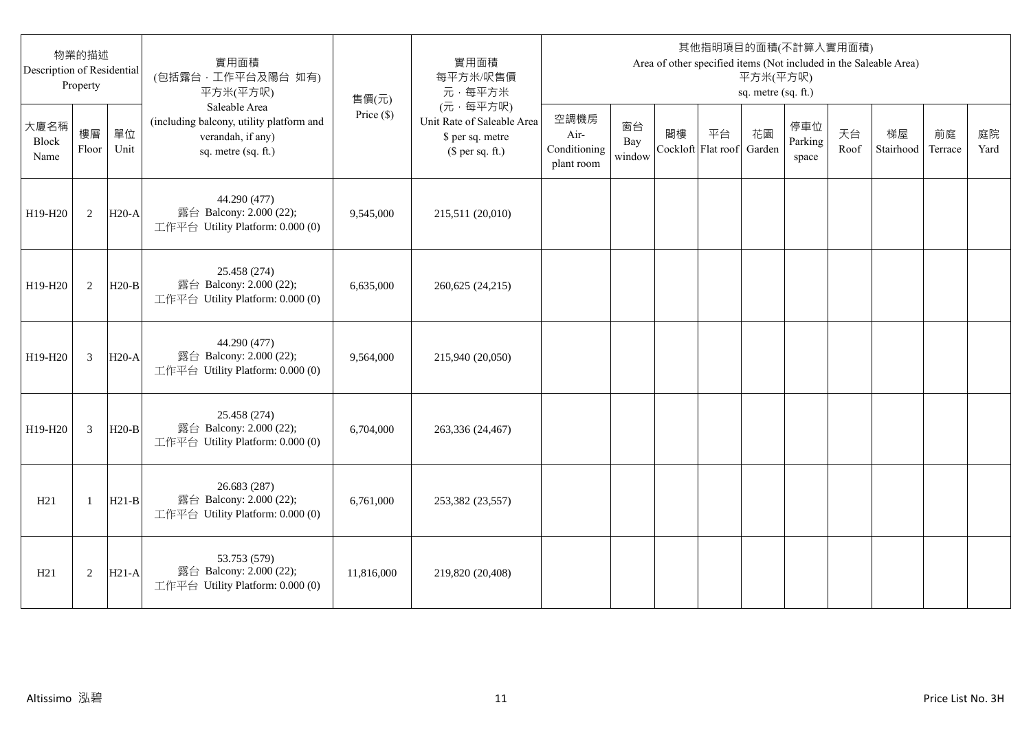| 物業的描述 Description of Residential Property | | | 實用面積 (包括露台，工作平台及陽台 如有) 平方米(平方呎) Saleable Area (including balcony, utility platform and verandah, if any) sq. metre (sq. ft.) | 售價(元) Price ($) | 實用面積 每平方米/呎售價 元，每平方米 (元，每平方呎) Unit Rate of Saleable Area $ per sq. metre ($ per sq. ft.) | 其他指明項目的面積(不計算入實用面積) Area of other specified items (Not included in the Saleable Area) 平方米(平方呎) sq. metre (sq. ft.) | | | | | | | | | |
|---|---|---|---|---|---|---|---|---|---|---|---|---|---|---|---|
| 大廈名稱 Block Name | 樓層 Floor | 單位 Unit | | | | 空調機房 Air-Conditioning plant room | 窗台 Bay window | 閣樓 Cockloft | 平台 Flat roof | 花園 Garden | 停車位 Parking space | 天台 Roof | 梯屋 Stairhood | 前庭 Terrace | 庭院 Yard |
| H19-H20 | 2 | H20-A | 44.290 (477) 露台 Balcony: 2.000 (22); 工作平台 Utility Platform: 0.000 (0) | 9,545,000 | 215,511 (20,010) | | | | | | | | | | |
| H19-H20 | 2 | H20-B | 25.458 (274) 露台 Balcony: 2.000 (22); 工作平台 Utility Platform: 0.000 (0) | 6,635,000 | 260,625 (24,215) | | | | | | | | | | |
| H19-H20 | 3 | H20-A | 44.290 (477) 露台 Balcony: 2.000 (22); 工作平台 Utility Platform: 0.000 (0) | 9,564,000 | 215,940 (20,050) | | | | | | | | | | |
| H19-H20 | 3 | H20-B | 25.458 (274) 露台 Balcony: 2.000 (22); 工作平台 Utility Platform: 0.000 (0) | 6,704,000 | 263,336 (24,467) | | | | | | | | | | |
| H21 | 1 | H21-B | 26.683 (287) 露台 Balcony: 2.000 (22); 工作平台 Utility Platform: 0.000 (0) | 6,761,000 | 253,382 (23,557) | | | | | | | | | | |
| H21 | 2 | H21-A | 53.753 (579) 露台 Balcony: 2.000 (22); 工作平台 Utility Platform: 0.000 (0) | 11,816,000 | 219,820 (20,408) | | | | | | | | | | |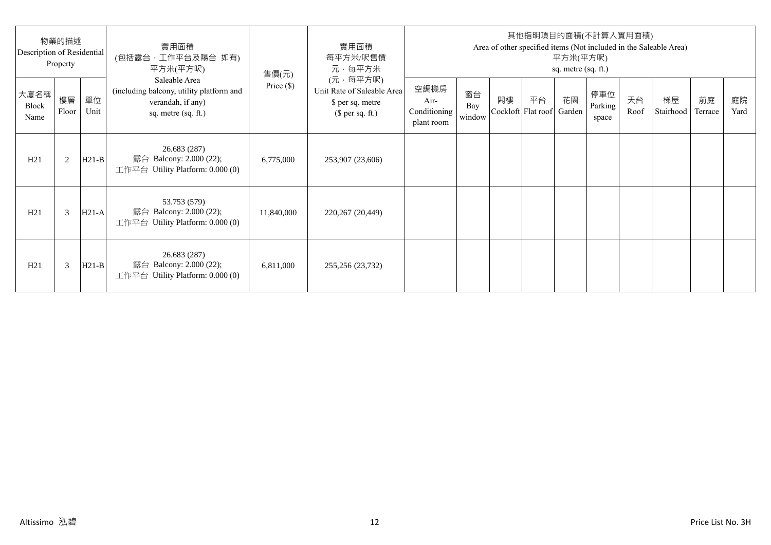| 物業的描述 Description of Residential Property | | | 實用面積 (包括露台，工作平台及陽台 如有) 平方米(平方呎) Saleable Area (including balcony, utility platform and verandah, if any) sq. metre (sq. ft.) | 售價(元) Price ($) | 實用面積 每平方米/呎售價 元，每平方米 (元，每平方呎) Unit Rate of Saleable Area $ per sq. metre ($ per sq. ft.) | 其他指明項目的面積(不計算入實用面積) Area of other specified items (Not included in the Saleable Area) 平方米(平方呎) sq. metre (sq. ft.) | | | | | | | | | |
|---|---|---|---|---|---|---|---|---|---|---|---|---|---|---|---|
| 大廈名稱 Block Name | 樓層 Floor | 單位 Unit | | | | 空調機房 Air-Conditioning plant room | 窗台 Bay window | 閣樓 Cockloft | 平台 Flat roof | 花園 Garden | 停車位 Parking space | 天台 Roof | 梯屋 Stairhood | 前庭 Terrace | 庭院 Yard |
| H21 | 2 | H21-B | 26.683 (287) 露台 Balcony: 2.000 (22); 工作平台 Utility Platform: 0.000 (0) | 6,775,000 | 253,907 (23,606) | | | | | | | | | | |
| H21 | 3 | H21-A | 53.753 (579) 露台 Balcony: 2.000 (22); 工作平台 Utility Platform: 0.000 (0) | 11,840,000 | 220,267 (20,449) | | | | | | | | | | |
| H21 | 3 | H21-B | 26.683 (287) 露台 Balcony: 2.000 (22); 工作平台 Utility Platform: 0.000 (0) | 6,811,000 | 255,256 (23,732) | | | | | | | | | | |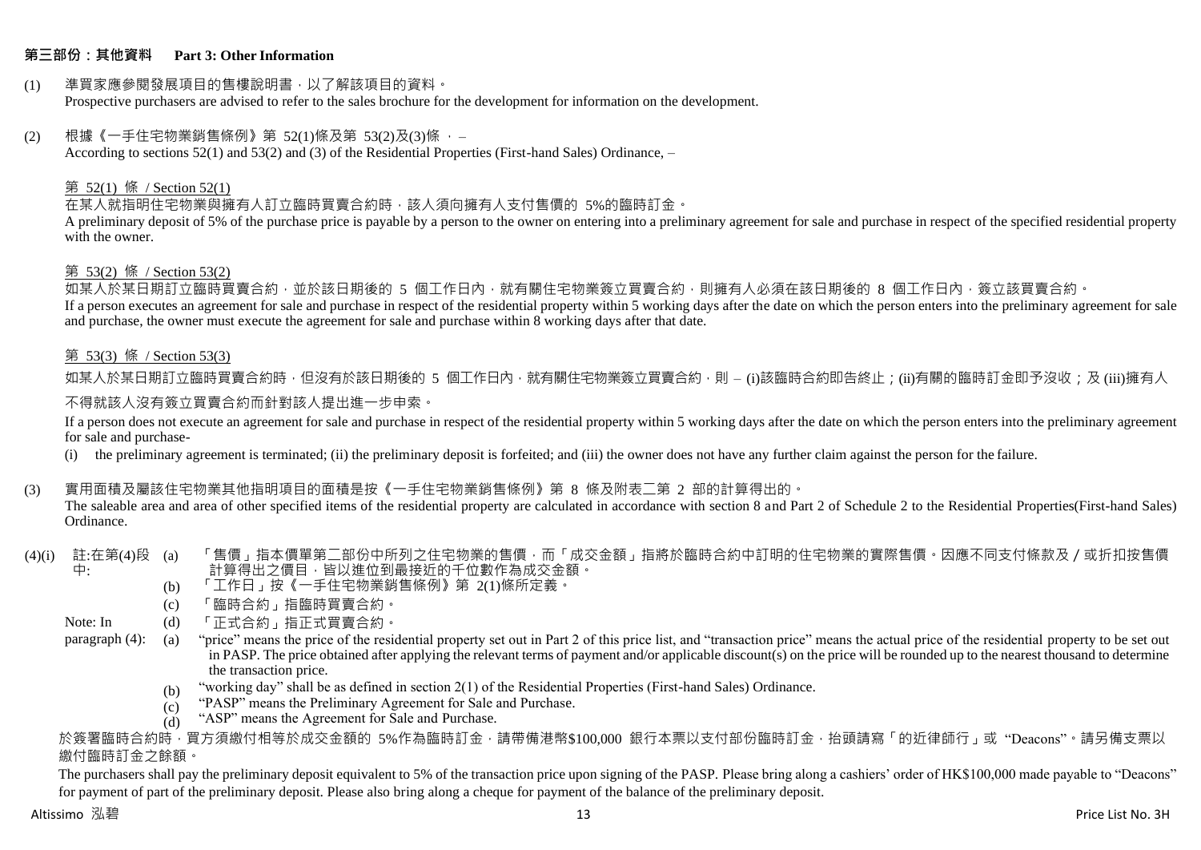## 第三部份：其他資料 Part 3: Other Information

(1) 準買家應參閱發展項目的售樓說明書，以了解該項目的資料。
Prospective purchasers are advised to refer to the sales brochure for the development for information on the development.

(2) 根據《一手住宅物業銷售條例》第 52(1)條及第 53(2)及(3)條 ， –
According to sections 52(1) and 53(2) and (3) of the Residential Properties (First-hand Sales) Ordinance, –

第 52(1) 條 / Section 52(1)

在某人就指明住宅物業與擁有人訂立臨時買賣合約時，該人須向擁有人支付售價的 5%的臨時訂金。
A preliminary deposit of 5% of the purchase price is payable by a person to the owner on entering into a preliminary agreement for sale and purchase in respect of the specified residential property with the owner.

第 53(2) 條 / Section 53(2)

如某人於某日期訂立臨時買賣合約，並於該日期後的 5 個工作日內，就有關住宅物業簽立買賣合約，則擁有人必須在該日期後的 8 個工作日內，簽立該買賣合約。
If a person executes an agreement for sale and purchase in respect of the residential property within 5 working days after the date on which the person enters into the preliminary agreement for sale and purchase, the owner must execute the agreement for sale and purchase within 8 working days after that date.

第 53(3) 條 / Section 53(3)

如某人於某日期訂立臨時買賣合約時，但沒有於該日期後的 5 個工作日內，就有關住宅物業簽立買賣合約，則 – (i)該臨時合約即告終止；(ii)有關的臨時訂金即予沒收；及 (iii)擁有人不得就該人沒有簽立買賣合約而針對該人提出進一步申索。

If a person does not execute an agreement for sale and purchase in respect of the residential property within 5 working days after the date on which the person enters into the preliminary agreement for sale and purchase-

(i) the preliminary agreement is terminated; (ii) the preliminary deposit is forfeited; and (iii) the owner does not have any further claim against the person for the failure.

(3) 實用面積及屬該住宅物業其他指明項目的面積是按《一手住宅物業銷售條例》第 8 條及附表二第 2 部的計算得出的。
The saleable area and area of other specified items of the residential property are calculated in accordance with section 8 and Part 2 of Schedule 2 to the Residential Properties(First-hand Sales) Ordinance.

(4)(i) 註:在第(4)段中:

(a) 「售價」指本價單第二部份中所列之住宅物業的售價，而「成交金額」指將於臨時合約中訂明的住宅物業的實際售價。因應不同支付條款及／或折扣按售價計算得出之價目，皆以進位到最接近的千位數作為成交金額。
(b) 「工作日」按《一手住宅物業銷售條例》第 2(1)條所定義。
(c) 「臨時合約」指臨時買賣合約。
(d) 「正式合約」指正式買賣合約。

Note: In paragraph (4):

(a) "price" means the price of the residential property set out in Part 2 of this price list, and "transaction price" means the actual price of the residential property to be set out in PASP. The price obtained after applying the relevant terms of payment and/or applicable discount(s) on the price will be rounded up to the nearest thousand to determine the transaction price.
(b) "working day" shall be as defined in section 2(1) of the Residential Properties (First-hand Sales) Ordinance.
(c) "PASP" means the Preliminary Agreement for Sale and Purchase.
(d) "ASP" means the Agreement for Sale and Purchase.

於簽署臨時合約時，買方須繳付相等於成交金額的 5%作為臨時訂金，請帶備港幣$100,000 銀行本票以支付部份臨時訂金，抬頭請寫「的近律師行」或 "Deacons"。請另備支票以繳付臨時訂金之餘額。

The purchasers shall pay the preliminary deposit equivalent to 5% of the transaction price upon signing of the PASP. Please bring along a cashiers' order of HK$100,000 made payable to "Deacons" for payment of part of the preliminary deposit. Please also bring along a cheque for payment of the balance of the preliminary deposit.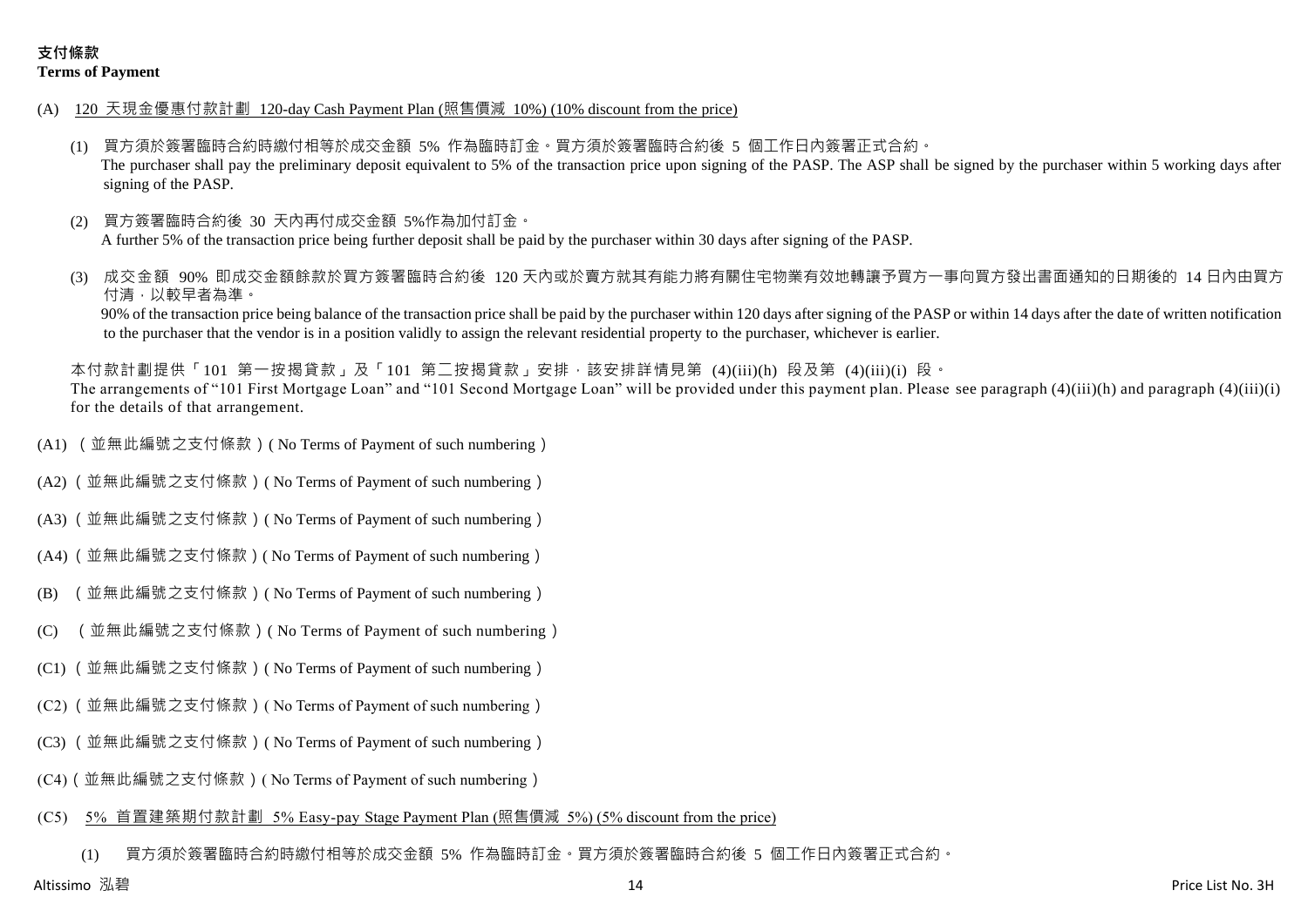**支付條款**
**Terms of Payment**

(A) 120 天現金優惠付款計劃 120-day Cash Payment Plan (照售價減 10%) (10% discount from the price)

(1) 買方須於簽署臨時合約時繳付相等於成交金額 5% 作為臨時訂金。買方須於簽署臨時合約後 5 個工作日內簽署正式合約。
The purchaser shall pay the preliminary deposit equivalent to 5% of the transaction price upon signing of the PASP. The ASP shall be signed by the purchaser within 5 working days after signing of the PASP.

(2) 買方簽署臨時合約後 30 天內再付成交金額 5%作為加付訂金。
A further 5% of the transaction price being further deposit shall be paid by the purchaser within 30 days after signing of the PASP.

(3) 成交金額 90% 即成交金額餘款於買方簽署臨時合約後 120 天內或於賣方就其有能力將有關住宅物業有效地轉讓予買方一事向買方發出書面通知的日期後的 14 日內由買方付清，以較早者為準。
90% of the transaction price being balance of the transaction price shall be paid by the purchaser within 120 days after signing of the PASP or within 14 days after the date of written notification to the purchaser that the vendor is in a position validly to assign the relevant residential property to the purchaser, whichever is earlier.

本付款計劃提供「101 第一按揭貸款」及「101 第二按揭貸款」安排，該安排詳情見第 (4)(iii)(h) 段及第 (4)(iii)(i) 段。
The arrangements of "101 First Mortgage Loan" and "101 Second Mortgage Loan" will be provided under this payment plan. Please see paragraph (4)(iii)(h) and paragraph (4)(iii)(i) for the details of that arrangement.

(A1) （並無此編號之支付條款）( No Terms of Payment of such numbering）

(A2)（並無此編號之支付條款）( No Terms of Payment of such numbering）

(A3)（並無此編號之支付條款）( No Terms of Payment of such numbering）

(A4)（並無此編號之支付條款）( No Terms of Payment of such numbering）

(B) （並無此編號之支付條款）( No Terms of Payment of such numbering）

(C) （並無此編號之支付條款）( No Terms of Payment of such numbering）

(C1)（並無此編號之支付條款）( No Terms of Payment of such numbering）

(C2)（並無此編號之支付條款）( No Terms of Payment of such numbering）

(C3)（並無此編號之支付條款）( No Terms of Payment of such numbering）

(C4)（並無此編號之支付條款）( No Terms of Payment of such numbering）

(C5) 5% 首置建築期付款計劃 5% Easy-pay Stage Payment Plan (照售價減 5%) (5% discount from the price)

(1) 買方須於簽署臨時合約時繳付相等於成交金額 5% 作為臨時訂金。買方須於簽署臨時合約後 5 個工作日內簽署正式合約。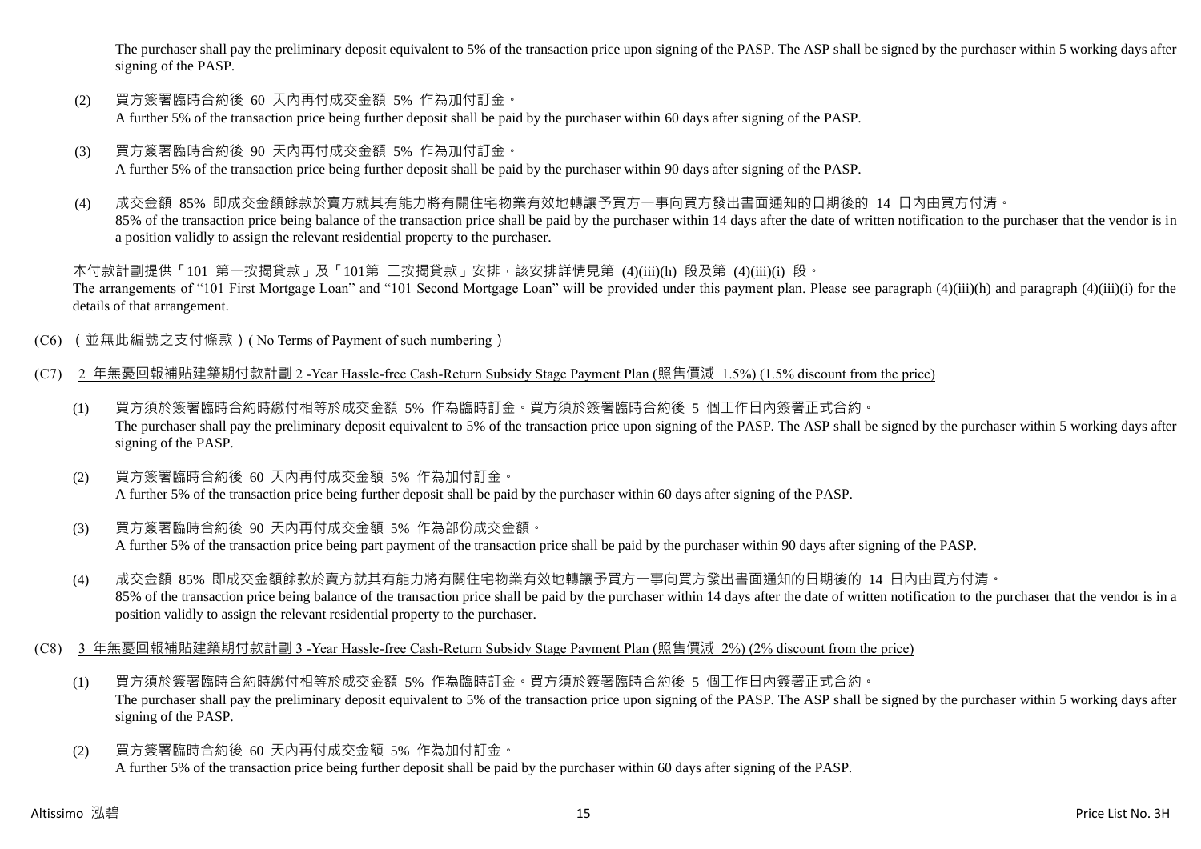The purchaser shall pay the preliminary deposit equivalent to 5% of the transaction price upon signing of the PASP. The ASP shall be signed by the purchaser within 5 working days after signing of the PASP.

(2) 買方簽署臨時合約後 60 天內再付成交金額 5% 作為加付訂金。
A further 5% of the transaction price being further deposit shall be paid by the purchaser within 60 days after signing of the PASP.

(3) 買方簽署臨時合約後 90 天內再付成交金額 5% 作為加付訂金。
A further 5% of the transaction price being further deposit shall be paid by the purchaser within 90 days after signing of the PASP.

(4) 成交金額 85% 即成交金額餘款於賣方就其有能力將有關住宅物業有效地轉讓予買方一事向買方發出書面通知的日期後的 14 日內由買方付清。
85% of the transaction price being balance of the transaction price shall be paid by the purchaser within 14 days after the date of written notification to the purchaser that the vendor is in a position validly to assign the relevant residential property to the purchaser.

本付款計劃提供「101 第一按揭貸款」及「101第 二按揭貸款」安排，該安排詳情見第 (4)(iii)(h) 段及第 (4)(iii)(i) 段。
The arrangements of "101 First Mortgage Loan" and "101 Second Mortgage Loan" will be provided under this payment plan. Please see paragraph (4)(iii)(h) and paragraph (4)(iii)(i) for the details of that arrangement.

(C6) （並無此編號之支付條款）( No Terms of Payment of such numbering )

(C7) 2 年無憂回報補貼建築期付款計劃 2 -Year Hassle-free Cash-Return Subsidy Stage Payment Plan (照售價減 1.5%) (1.5% discount from the price)

(1) 買方須於簽署臨時合約時繳付相等於成交金額 5% 作為臨時訂金。買方須於簽署臨時合約後 5 個工作日內簽署正式合約。
The purchaser shall pay the preliminary deposit equivalent to 5% of the transaction price upon signing of the PASP. The ASP shall be signed by the purchaser within 5 working days after signing of the PASP.

(2) 買方簽署臨時合約後 60 天內再付成交金額 5% 作為加付訂金。
A further 5% of the transaction price being further deposit shall be paid by the purchaser within 60 days after signing of the PASP.

(3) 買方簽署臨時合約後 90 天內再付成交金額 5% 作為部份成交金額。
A further 5% of the transaction price being part payment of the transaction price shall be paid by the purchaser within 90 days after signing of the PASP.

(4) 成交金額 85% 即成交金額餘款於賣方就其有能力將有關住宅物業有效地轉讓予買方一事向買方發出書面通知的日期後的 14 日內由買方付清。
85% of the transaction price being balance of the transaction price shall be paid by the purchaser within 14 days after the date of written notification to the purchaser that the vendor is in a position validly to assign the relevant residential property to the purchaser.

(C8) 3 年無憂回報補貼建築期付款計劃 3 -Year Hassle-free Cash-Return Subsidy Stage Payment Plan (照售價減 2%) (2% discount from the price)

(1) 買方須於簽署臨時合約時繳付相等於成交金額 5% 作為臨時訂金。買方須於簽署臨時合約後 5 個工作日內簽署正式合約。
The purchaser shall pay the preliminary deposit equivalent to 5% of the transaction price upon signing of the PASP. The ASP shall be signed by the purchaser within 5 working days after signing of the PASP.

(2) 買方簽署臨時合約後 60 天內再付成交金額 5% 作為加付訂金。
A further 5% of the transaction price being further deposit shall be paid by the purchaser within 60 days after signing of the PASP.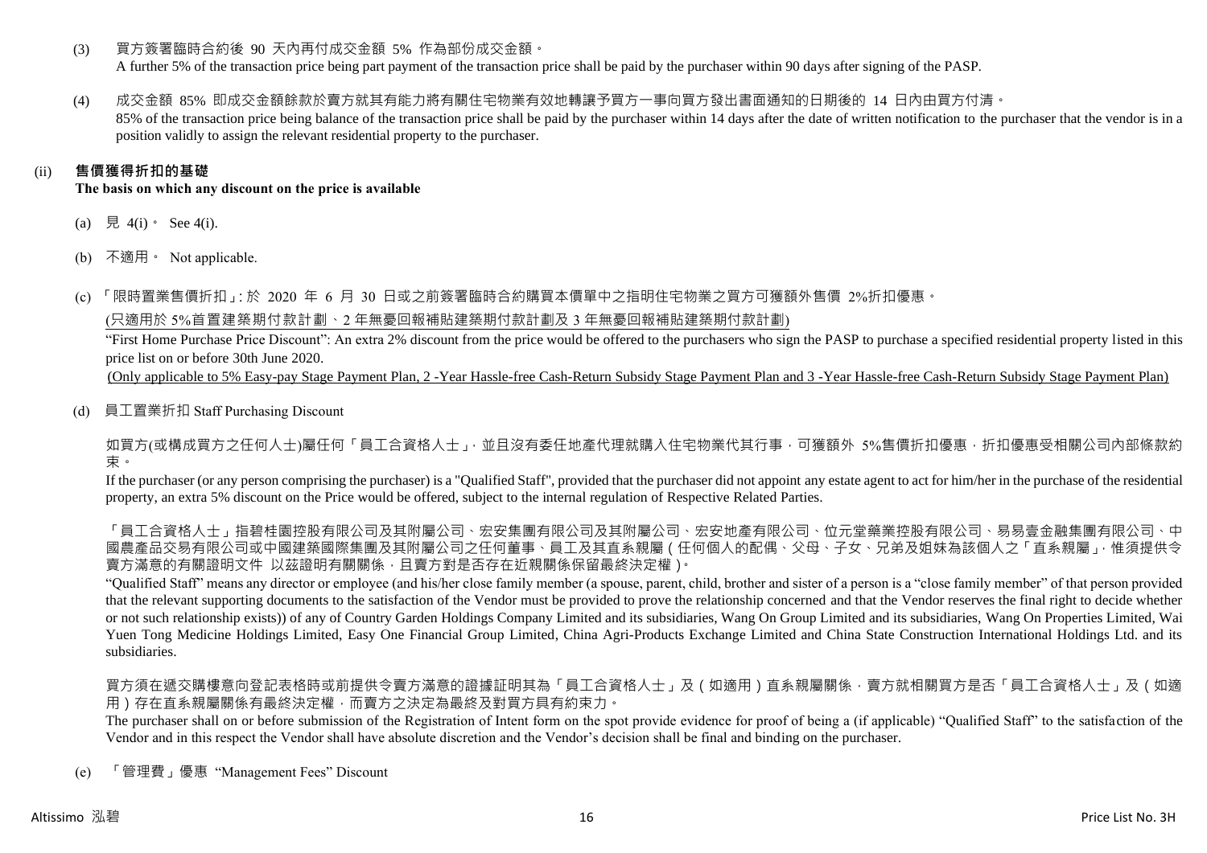(3) 買方簽署臨時合約後 90 天內再付成交金額 5% 作為部份成交金額。
A further 5% of the transaction price being part payment of the transaction price shall be paid by the purchaser within 90 days after signing of the PASP.

(4) 成交金額 85% 即成交金額餘款於賣方就其有能力將有關住宅物業有效地轉讓予買方一事向買方發出書面通知的日期後的 14 日內由買方付清。
85% of the transaction price being balance of the transaction price shall be paid by the purchaser within 14 days after the date of written notification to the purchaser that the vendor is in a position validly to assign the relevant residential property to the purchaser.

(ii) **售價獲得折扣的基礎**
**The basis on which any discount on the price is available**

(a) 見 4(i)。 See 4(i).

(b) 不適用。 Not applicable.

(c) 「限時置業售價折扣」: 於 2020 年 6 月 30 日或之前簽署臨時合約購買本價單中之指明住宅物業之買方可獲額外售價 2%折扣優惠。

<u>(只適用於 5%首置建築期付款計劃、2 年無憂回報補貼建築期付款計劃及 3 年無憂回報補貼建築期付款計劃)</u>

"First Home Purchase Price Discount": An extra 2% discount from the price would be offered to the purchasers who sign the PASP to purchase a specified residential property listed in this price list on or before 30th June 2020.

<u>(Only applicable to 5% Easy-pay Stage Payment Plan, 2 -Year Hassle-free Cash-Return Subsidy Stage Payment Plan and 3 -Year Hassle-free Cash-Return Subsidy Stage Payment Plan)</u>

(d) 員工置業折扣 Staff Purchasing Discount

如買方(或構成買方之任何人士)屬任何「員工合資格人士」，並且沒有委任地產代理就購入住宅物業代其行事，可獲額外 5%售價折扣優惠，折扣優惠受相關公司內部條款約束。

If the purchaser (or any person comprising the purchaser) is a "Qualified Staff", provided that the purchaser did not appoint any estate agent to act for him/her in the purchase of the residential property, an extra 5% discount on the Price would be offered, subject to the internal regulation of Respective Related Parties.

「員工合資格人士」指碧桂園控股有限公司及其附屬公司、宏安集團有限公司及其附屬公司、宏安地產有限公司、位元堂藥業控股有限公司、易易壹金融集團有限公司、中國農產品交易有限公司或中國建築國際集團及其附屬公司之任何董事、員工及其直系親屬（任何個人的配偶、父母、子女、兄弟及姐妹為該個人之「直系親屬」，惟須提供令賣方滿意的有關證明文件 以茲證明有關關係，且賣方對是否存在近親關係保留最終決定權）。

"Qualified Staff" means any director or employee (and his/her close family member (a spouse, parent, child, brother and sister of a person is a "close family member" of that person provided that the relevant supporting documents to the satisfaction of the Vendor must be provided to prove the relationship concerned and that the Vendor reserves the final right to decide whether or not such relationship exists)) of any of Country Garden Holdings Company Limited and its subsidiaries, Wang On Group Limited and its subsidiaries, Wang On Properties Limited, Wai Yuen Tong Medicine Holdings Limited, Easy One Financial Group Limited, China Agri-Products Exchange Limited and China State Construction International Holdings Ltd. and its subsidiaries.

買方須在遞交購樓意向登記表格時或前提供令賣方滿意的證據証明其為「員工合資格人士」及（如適用）直系親屬關係，賣方就相關買方是否「員工合資格人士」及（如適用）存在直系親屬關係有最終決定權，而賣方之決定為最終及對買方具有約束力。

The purchaser shall on or before submission of the Registration of Intent form on the spot provide evidence for proof of being a (if applicable) "Qualified Staff" to the satisfaction of the Vendor and in this respect the Vendor shall have absolute discretion and the Vendor's decision shall be final and binding on the purchaser.

(e) 「管理費」優惠 "Management Fees" Discount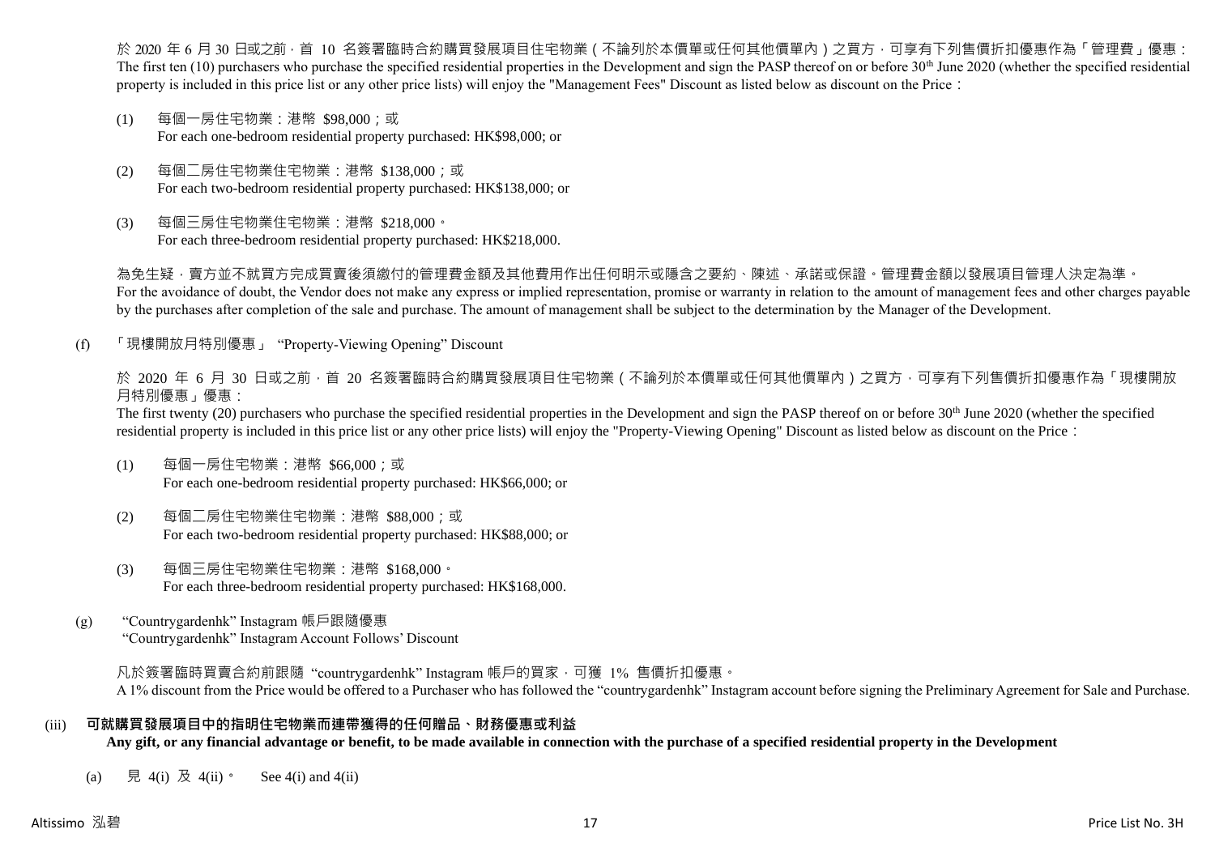於 2020 年 6 月 30 日或之前，首 10 名簽署臨時合約購買發展項目住宅物業（不論列於本價單或任何其他價單內）之買方，可享有下列售價折扣優惠作為「管理費」優惠：
The first ten (10) purchasers who purchase the specified residential properties in the Development and sign the PASP thereof on or before 30th June 2020 (whether the specified residential property is included in this price list or any other price lists) will enjoy the "Management Fees" Discount as listed below as discount on the Price：

(1) 每個一房住宅物業：港幣 $98,000；或
For each one-bedroom residential property purchased: HK$98,000; or

(2) 每個二房住宅物業住宅物業：港幣 $138,000；或
For each two-bedroom residential property purchased: HK$138,000; or

(3) 每個三房住宅物業住宅物業：港幣 $218,000。
For each three-bedroom residential property purchased: HK$218,000.

為免生疑，賣方並不就買方完成買賣後須繳付的管理費金額及其他費用作出任何明示或隱含之要約、陳述、承諾或保證。管理費金額以發展項目管理人決定為準。
For the avoidance of doubt, the Vendor does not make any express or implied representation, promise or warranty in relation to the amount of management fees and other charges payable by the purchases after completion of the sale and purchase. The amount of management shall be subject to the determination by the Manager of the Development.

(f) 「現樓開放月特別優惠」 "Property-Viewing Opening" Discount

於 2020 年 6 月 30 日或之前，首 20 名簽署臨時合約購買發展項目住宅物業（不論列於本價單或任何其他價單內）之買方，可享有下列售價折扣優惠作為「現樓開放月特別優惠」優惠：
The first twenty (20) purchasers who purchase the specified residential properties in the Development and sign the PASP thereof on or before 30th June 2020 (whether the specified residential property is included in this price list or any other price lists) will enjoy the "Property-Viewing Opening" Discount as listed below as discount on the Price：

(1) 每個一房住宅物業：港幣 $66,000；或
For each one-bedroom residential property purchased: HK$66,000; or

(2) 每個二房住宅物業住宅物業：港幣 $88,000；或
For each two-bedroom residential property purchased: HK$88,000; or

(3) 每個三房住宅物業住宅物業：港幣 $168,000。
For each three-bedroom residential property purchased: HK$168,000.

(g) "Countrygardenhk" Instagram 帳戶跟隨優惠
"Countrygardenhk" Instagram Account Follows' Discount

凡於簽署臨時買賣合約前跟隨 "countrygardenhk" Instagram 帳戶的買家，可獲 1% 售價折扣優惠。
A 1% discount from the Price would be offered to a Purchaser who has followed the "countrygardenhk" Instagram account before signing the Preliminary Agreement for Sale and Purchase.

(iii) **可就購買發展項目中的指明住宅物業而連帶獲得的任何贈品、財務優惠或利益**
**Any gift, or any financial advantage or benefit, to be made available in connection with the purchase of a specified residential property in the Development**

(a) 見 4(i) 及 4(ii)。 See 4(i) and 4(ii)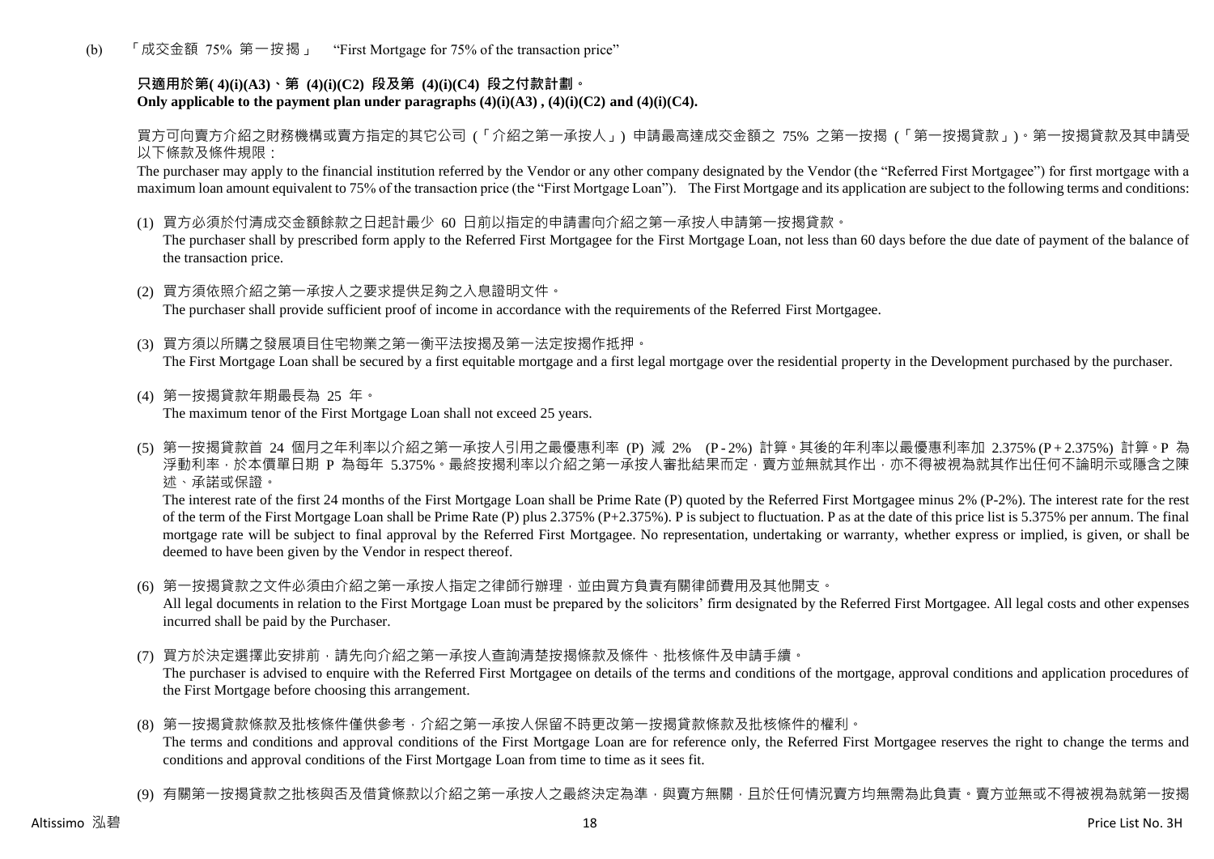(b) 「成交金額 75% 第一按揭」 "First Mortgage for 75% of the transaction price"

**只適用於第( 4)(i)(A3)、第 (4)(i)(C2) 段及第 (4)(i)(C4) 段之付款計劃。**
**Only applicable to the payment plan under paragraphs (4)(i)(A3) , (4)(i)(C2) and (4)(i)(C4).**

買方可向賣方介紹之財務機構或賣方指定的其它公司 (「介紹之第一承按人」) 申請最高達成交金額之 75% 之第一按揭 (「第一按揭貸款」)。第一按揭貸款及其申請受以下條款及條件規限：

The purchaser may apply to the financial institution referred by the Vendor or any other company designated by the Vendor (the "Referred First Mortgagee") for first mortgage with a maximum loan amount equivalent to 75% of the transaction price (the "First Mortgage Loan"). The First Mortgage and its application are subject to the following terms and conditions:

(1) 買方必須於付清成交金額餘款之日起計最少 60 日前以指定的申請書向介紹之第一承按人申請第一按揭貸款。
The purchaser shall by prescribed form apply to the Referred First Mortgagee for the First Mortgage Loan, not less than 60 days before the due date of payment of the balance of the transaction price.

(2) 買方須依照介紹之第一承按人之要求提供足夠之入息證明文件。
The purchaser shall provide sufficient proof of income in accordance with the requirements of the Referred First Mortgagee.

(3) 買方須以所購之發展項目住宅物業之第一衡平法按揭及第一法定按揭作抵押。
The First Mortgage Loan shall be secured by a first equitable mortgage and a first legal mortgage over the residential property in the Development purchased by the purchaser.

(4) 第一按揭貸款年期最長為 25 年。
The maximum tenor of the First Mortgage Loan shall not exceed 25 years.

(5) 第一按揭貸款首 24 個月之年利率以介紹之第一承按人引用之最優惠利率 (P) 減 2% (P - 2%) 計算。其後的年利率以最優惠利率加 2.375% (P + 2.375%) 計算。P 為浮動利率，於本價單日期 P 為每年 5.375%。最終按揭利率以介紹之第一承按人審批結果而定，賣方並無就其作出，亦不得被視為就其作出任何不論明示或隱含之陳述、承諾或保證。
The interest rate of the first 24 months of the First Mortgage Loan shall be Prime Rate (P) quoted by the Referred First Mortgagee minus 2% (P-2%). The interest rate for the rest of the term of the First Mortgage Loan shall be Prime Rate (P) plus 2.375% (P+2.375%). P is subject to fluctuation. P as at the date of this price list is 5.375% per annum. The final mortgage rate will be subject to final approval by the Referred First Mortgagee. No representation, undertaking or warranty, whether express or implied, is given, or shall be deemed to have been given by the Vendor in respect thereof.

(6) 第一按揭貸款之文件必須由介紹之第一承按人指定之律師行辦理，並由買方負責有關律師費用及其他開支。
All legal documents in relation to the First Mortgage Loan must be prepared by the solicitors' firm designated by the Referred First Mortgagee. All legal costs and other expenses incurred shall be paid by the Purchaser.

(7) 買方於決定選擇此安排前，請先向介紹之第一承按人查詢清楚按揭條款及條件、批核條件及申請手續。
The purchaser is advised to enquire with the Referred First Mortgagee on details of the terms and conditions of the mortgage, approval conditions and application procedures of the First Mortgage before choosing this arrangement.

(8) 第一按揭貸款條款及批核條件僅供參考，介紹之第一承按人保留不時更改第一按揭貸款條款及批核條件的權利。
The terms and conditions and approval conditions of the First Mortgage Loan are for reference only, the Referred First Mortgagee reserves the right to change the terms and conditions and approval conditions of the First Mortgage Loan from time to time as it sees fit.

(9) 有關第一按揭貸款之批核與否及借貸條款以介紹之第一承按人之最終決定為準，與賣方無關，且於任何情況賣方均無需為此負責。賣方並無或不得被視為就第一按揭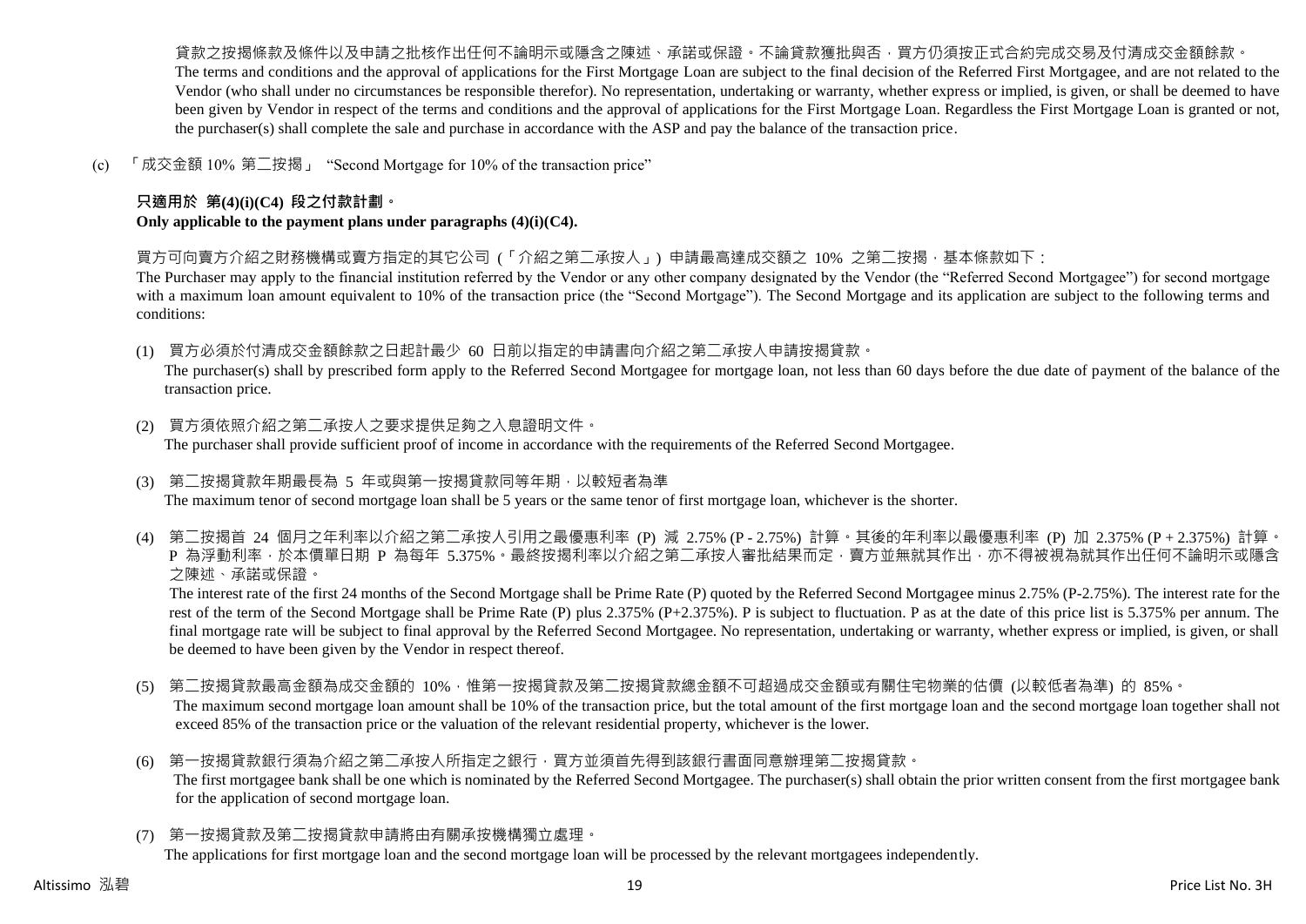貸款之按揭條款及條件以及申請之批核作出任何不論明示或隱含之陳述、承諾或保證。不論貸款獲批與否，買方仍須按正式合約完成交易及付清成交金額餘款。
The terms and conditions and the approval of applications for the First Mortgage Loan are subject to the final decision of the Referred First Mortgagee, and are not related to the Vendor (who shall under no circumstances be responsible therefor). No representation, undertaking or warranty, whether express or implied, is given, or shall be deemed to have been given by Vendor in respect of the terms and conditions and the approval of applications for the First Mortgage Loan. Regardless the First Mortgage Loan is granted or not, the purchaser(s) shall complete the sale and purchase in accordance with the ASP and pay the balance of the transaction price.

(c) 「成交金額 10% 第二按揭」 "Second Mortgage for 10% of the transaction price"

**只適用於 第(4)(i)(C4) 段之付款計劃。**
**Only applicable to the payment plans under paragraphs (4)(i)(C4).**

買方可向賣方介紹之財務機構或賣方指定的其它公司 (「介紹之第二承按人」) 申請最高達成交額之 10% 之第二按揭，基本條款如下：
The Purchaser may apply to the financial institution referred by the Vendor or any other company designated by the Vendor (the "Referred Second Mortgagee") for second mortgage with a maximum loan amount equivalent to 10% of the transaction price (the "Second Mortgage"). The Second Mortgage and its application are subject to the following terms and conditions:

(1) 買方必須於付清成交金額餘款之日起計最少 60 日前以指定的申請書向介紹之第二承按人申請按揭貸款。
The purchaser(s) shall by prescribed form apply to the Referred Second Mortgagee for mortgage loan, not less than 60 days before the due date of payment of the balance of the transaction price.

(2) 買方須依照介紹之第二承按人之要求提供足夠之入息證明文件。
The purchaser shall provide sufficient proof of income in accordance with the requirements of the Referred Second Mortgagee.

(3) 第二按揭貸款年期最長為 5 年或與第一按揭貸款同等年期，以較短者為準
The maximum tenor of second mortgage loan shall be 5 years or the same tenor of first mortgage loan, whichever is the shorter.

(4) 第二按揭首 24 個月之年利率以介紹之第二承按人引用之最優惠利率 (P) 減 2.75% (P - 2.75%) 計算。其後的年利率以最優惠利率 (P) 加 2.375% (P + 2.375%) 計算。P 為浮動利率，於本價單日期 P 為每年 5.375%。最終按揭利率以介紹之第二承按人審批結果而定，賣方並無就其作出，亦不得被視為就其作出任何不論明示或隱含之陳述、承諾或保證。
The interest rate of the first 24 months of the Second Mortgage shall be Prime Rate (P) quoted by the Referred Second Mortgagee minus 2.75% (P-2.75%). The interest rate for the rest of the term of the Second Mortgage shall be Prime Rate (P) plus 2.375% (P+2.375%). P is subject to fluctuation. P as at the date of this price list is 5.375% per annum. The final mortgage rate will be subject to final approval by the Referred Second Mortgagee. No representation, undertaking or warranty, whether express or implied, is given, or shall be deemed to have been given by the Vendor in respect thereof.

(5) 第二按揭貸款最高金額為成交金額的 10%，惟第一按揭貸款及第二按揭貸款總金額不可超過成交金額或有關住宅物業的估價 (以較低者為準) 的 85%。
The maximum second mortgage loan amount shall be 10% of the transaction price, but the total amount of the first mortgage loan and the second mortgage loan together shall not exceed 85% of the transaction price or the valuation of the relevant residential property, whichever is the lower.

(6) 第一按揭貸款銀行須為介紹之第二承按人所指定之銀行，買方並須首先得到該銀行書面同意辦理第二按揭貸款。
The first mortgagee bank shall be one which is nominated by the Referred Second Mortgagee. The purchaser(s) shall obtain the prior written consent from the first mortgagee bank for the application of second mortgage loan.

(7) 第一按揭貸款及第二按揭貸款申請將由有關承按機構獨立處理。
The applications for first mortgage loan and the second mortgage loan will be processed by the relevant mortgagees independently.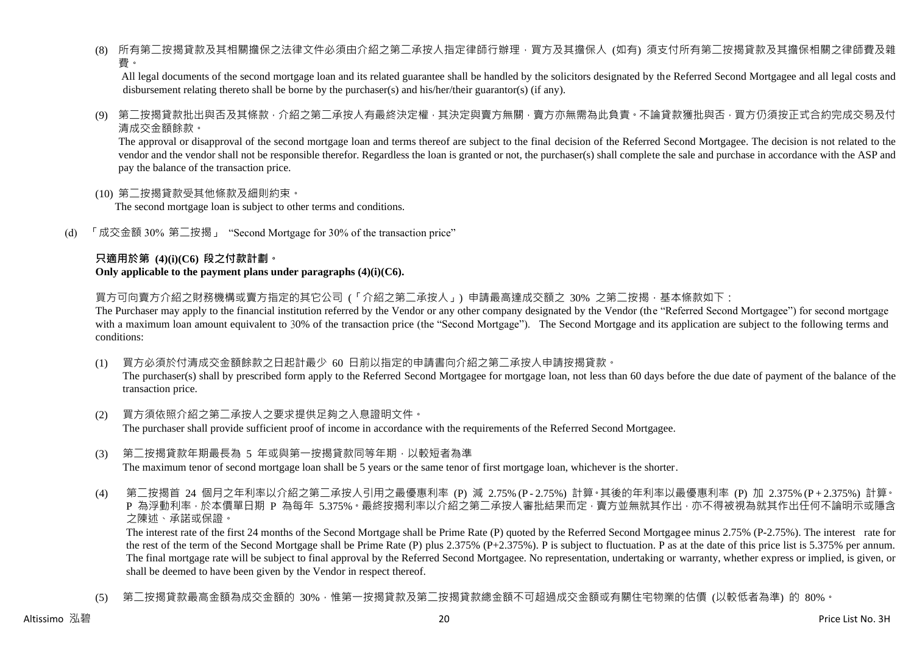(8) 所有第二按揭貸款及其相關擔保之法律文件必須由介紹之第二承按人指定律師行辦理，買方及其擔保人 (如有) 須支付所有第二按揭貸款及其擔保相關之律師費及雜費。

All legal documents of the second mortgage loan and its related guarantee shall be handled by the solicitors designated by the Referred Second Mortgagee and all legal costs and disbursement relating thereto shall be borne by the purchaser(s) and his/her/their guarantor(s) (if any).

(9) 第二按揭貸款批出與否及其條款，介紹之第二承按人有最終決定權，其決定與賣方無關，賣方亦無需為此負責。不論貸款獲批與否，買方仍須按正式合約完成交易及付清成交金額餘款。

The approval or disapproval of the second mortgage loan and terms thereof are subject to the final decision of the Referred Second Mortgagee. The decision is not related to the vendor and the vendor shall not be responsible therefor. Regardless the loan is granted or not, the purchaser(s) shall complete the sale and purchase in accordance with the ASP and pay the balance of the transaction price.

(10) 第二按揭貸款受其他條款及細則約束。

The second mortgage loan is subject to other terms and conditions.

(d) 「成交金額 30% 第二按揭」 "Second Mortgage for 30% of the transaction price"

**只適用於第 (4)(i)(C6) 段之付款計劃。**
**Only applicable to the payment plans under paragraphs (4)(i)(C6).**

買方可向賣方介紹之財務機構或賣方指定的其它公司 (「介紹之第二承按人」) 申請最高達成交額之 30% 之第二按揭，基本條款如下：

The Purchaser may apply to the financial institution referred by the Vendor or any other company designated by the Vendor (the "Referred Second Mortgagee") for second mortgage with a maximum loan amount equivalent to 30% of the transaction price (the "Second Mortgage"). The Second Mortgage and its application are subject to the following terms and conditions:

(1) 買方必須於付清成交金額餘款之日起計最少 60 日前以指定的申請書向介紹之第二承按人申請按揭貸款。

The purchaser(s) shall by prescribed form apply to the Referred Second Mortgagee for mortgage loan, not less than 60 days before the due date of payment of the balance of the transaction price.

(2) 買方須依照介紹之第二承按人之要求提供足夠之入息證明文件。

The purchaser shall provide sufficient proof of income in accordance with the requirements of the Referred Second Mortgagee.

(3) 第二按揭貸款年期最長為 5 年或與第一按揭貸款同等年期，以較短者為準

The maximum tenor of second mortgage loan shall be 5 years or the same tenor of first mortgage loan, whichever is the shorter.

(4) 第二按揭首 24 個月之年利率以介紹之第二承按人引用之最優惠利率 (P) 減 2.75% (P - 2.75%) 計算。其後的年利率以最優惠利率 (P) 加 2.375% (P + 2.375%) 計算。P 為浮動利率，於本價單日期 P 為每年 5.375%。最終按揭利率以介紹之第二承按人審批結果而定，賣方並無就其作出，亦不得被視為就其作出任何不論明示或隱含之陳述、承諾或保證。

The interest rate of the first 24 months of the Second Mortgage shall be Prime Rate (P) quoted by the Referred Second Mortgagee minus 2.75% (P-2.75%). The interest rate for the rest of the term of the Second Mortgage shall be Prime Rate (P) plus 2.375% (P+2.375%). P is subject to fluctuation. P as at the date of this price list is 5.375% per annum. The final mortgage rate will be subject to final approval by the Referred Second Mortgagee. No representation, undertaking or warranty, whether express or implied, is given, or shall be deemed to have been given by the Vendor in respect thereof.

(5) 第二按揭貸款最高金額為成交金額的 30%，惟第一按揭貸款及第二按揭貸款總金額不可超過成交金額或有關住宅物業的估價 (以較低者為準) 的 80%。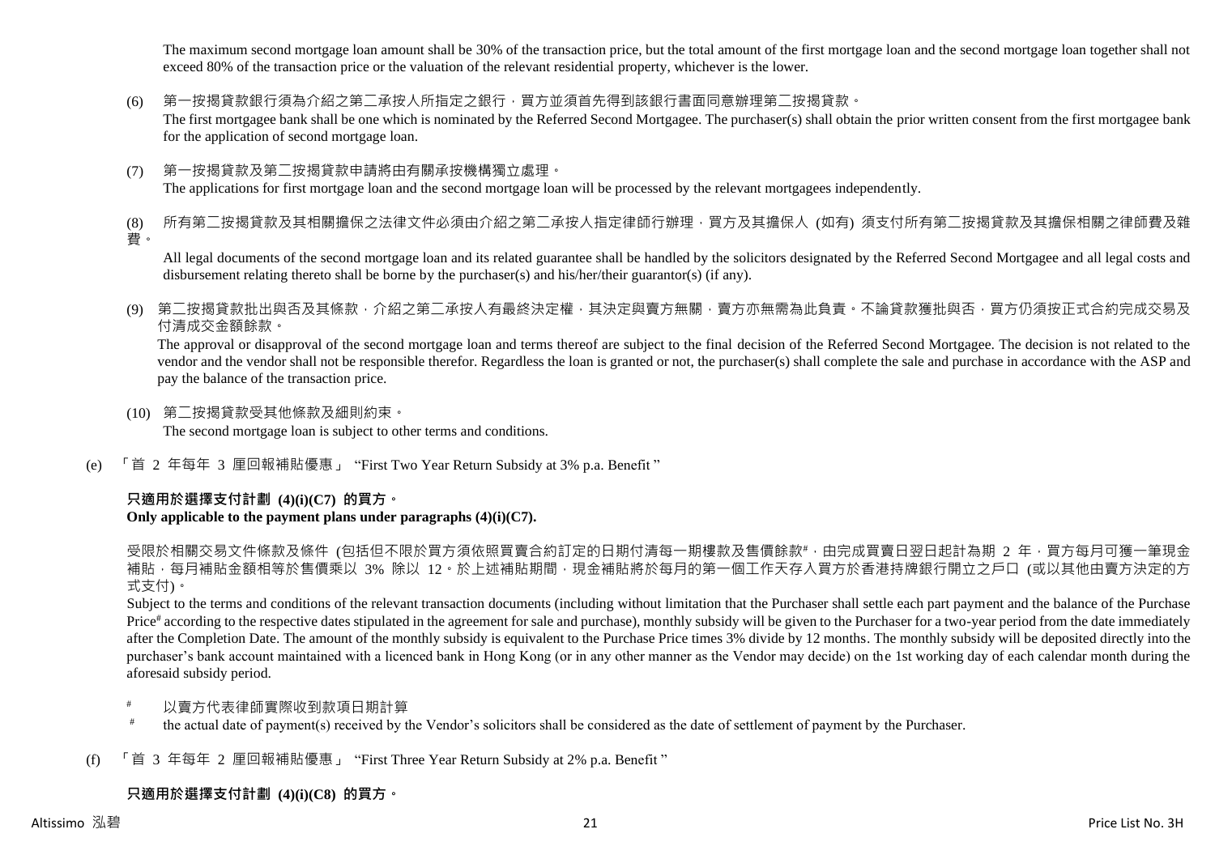The maximum second mortgage loan amount shall be 30% of the transaction price, but the total amount of the first mortgage loan and the second mortgage loan together shall not exceed 80% of the transaction price or the valuation of the relevant residential property, whichever is the lower.

(6) 第一按揭貸款銀行須為介紹之第二承按人所指定之銀行，買方並須首先得到該銀行書面同意辦理第二按揭貸款。

The first mortgagee bank shall be one which is nominated by the Referred Second Mortgagee. The purchaser(s) shall obtain the prior written consent from the first mortgagee bank for the application of second mortgage loan.

(7) 第一按揭貸款及第二按揭貸款申請將由有關承按機構獨立處理。

The applications for first mortgage loan and the second mortgage loan will be processed by the relevant mortgagees independently.

(8) 所有第二按揭貸款及其相關擔保之法律文件必須由介紹之第二承按人指定律師行辦理，買方及其擔保人 (如有) 須支付所有第二按揭貸款及其擔保相關之律師費及雜費。

All legal documents of the second mortgage loan and its related guarantee shall be handled by the solicitors designated by the Referred Second Mortgagee and all legal costs and disbursement relating thereto shall be borne by the purchaser(s) and his/her/their guarantor(s) (if any).

(9) 第二按揭貸款批出與否及其條款，介紹之第二承按人有最終決定權，其決定與賣方無關，賣方亦無需為此負責。不論貸款獲批與否，買方仍須按正式合約完成交易及付清成交金額餘款。

The approval or disapproval of the second mortgage loan and terms thereof are subject to the final decision of the Referred Second Mortgagee. The decision is not related to the vendor and the vendor shall not be responsible therefor. Regardless the loan is granted or not, the purchaser(s) shall complete the sale and purchase in accordance with the ASP and pay the balance of the transaction price.

(10) 第二按揭貸款受其他條款及細則約束。

The second mortgage loan is subject to other terms and conditions.

(e) 「首 2 年每年 3 厘回報補貼優惠」 “First Two Year Return Subsidy at 3% p.a. Benefit ”

**只適用於選擇支付計劃 (4)(i)(C7) 的買方。**
**Only applicable to the payment plans under paragraphs (4)(i)(C7).**

受限於相關交易文件條款及條件 (包括但不限於買方須依照買賣合約訂定的日期付清每一期樓款及售價餘款#，由完成買賣日翌日起計為期 2 年，買方每月可獲一筆現金補貼，每月補貼金額相等於售價乘以 3% 除以 12。於上述補貼期間，現金補貼將於每月的第一個工作天存入買方於香港持牌銀行開立之戶口 (或以其他由賣方決定的方式支付)。

Subject to the terms and conditions of the relevant transaction documents (including without limitation that the Purchaser shall settle each part payment and the balance of the Purchase Price# according to the respective dates stipulated in the agreement for sale and purchase), monthly subsidy will be given to the Purchaser for a two-year period from the date immediately after the Completion Date. The amount of the monthly subsidy is equivalent to the Purchase Price times 3% divide by 12 months. The monthly subsidy will be deposited directly into the purchaser's bank account maintained with a licenced bank in Hong Kong (or in any other manner as the Vendor may decide) on the 1st working day of each calendar month during the aforesaid subsidy period.

# 以賣方代表律師實際收到款項日期計算

# the actual date of payment(s) received by the Vendor's solicitors shall be considered as the date of settlement of payment by the Purchaser.

(f) 「首 3 年每年 2 厘回報補貼優惠」 “First Three Year Return Subsidy at 2% p.a. Benefit ”

**只適用於選擇支付計劃 (4)(i)(C8) 的買方。**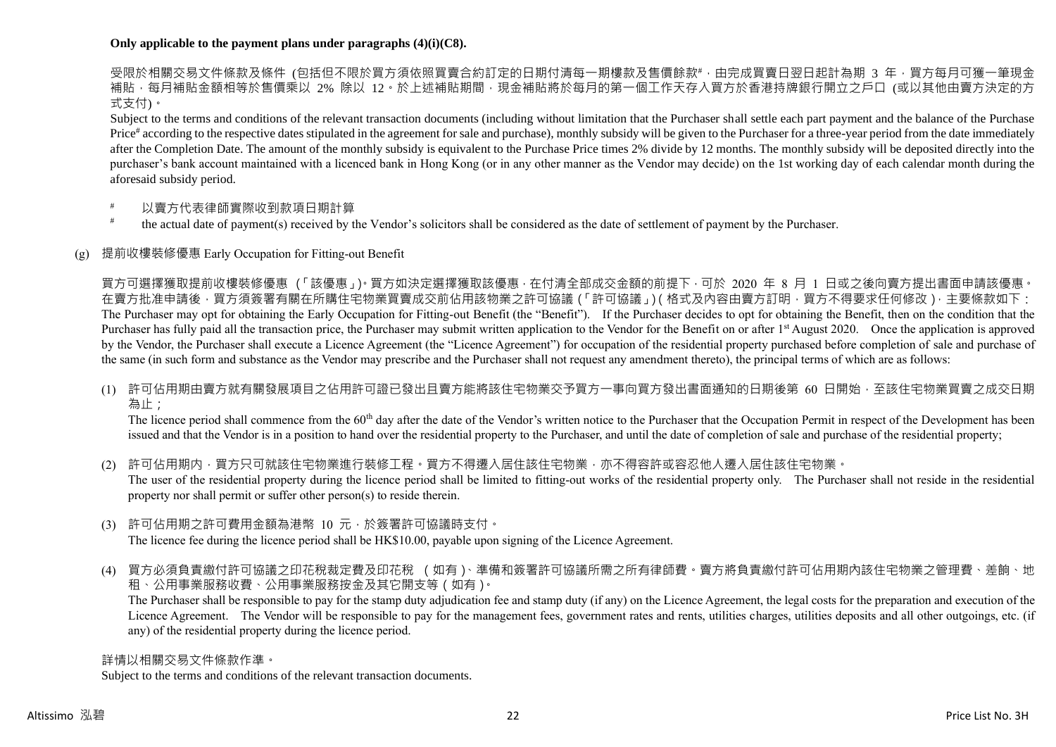**Only applicable to the payment plans under paragraphs (4)(i)(C8).**

受限於相關交易文件條款及條件 (包括但不限於買方須依照買賣合約訂定的日期付清每一期樓款及售價餘款#，由完成買賣日翌日起計為期 3 年，買方每月可獲一筆現金補貼，每月補貼金額相等於售價乘以 2% 除以 12。於上述補貼期間，現金補貼將於每月的第一個工作天存入買方於香港持牌銀行開立之戶口 (或以其他由賣方決定的方式支付)。

Subject to the terms and conditions of the relevant transaction documents (including without limitation that the Purchaser shall settle each part payment and the balance of the Purchase Price# according to the respective dates stipulated in the agreement for sale and purchase), monthly subsidy will be given to the Purchaser for a three-year period from the date immediately after the Completion Date. The amount of the monthly subsidy is equivalent to the Purchase Price times 2% divide by 12 months. The monthly subsidy will be deposited directly into the purchaser's bank account maintained with a licenced bank in Hong Kong (or in any other manner as the Vendor may decide) on the 1st working day of each calendar month during the aforesaid subsidy period.

\# 以賣方代表律師實際收到款項日期計算

\# the actual date of payment(s) received by the Vendor's solicitors shall be considered as the date of settlement of payment by the Purchaser.

(g) 提前收樓裝修優惠 Early Occupation for Fitting-out Benefit

買方可選擇獲取提前收樓裝修優惠 (「該優惠」)。買方如決定選擇獲取該優惠，在付清全部成交金額的前提下，可於 2020 年 8 月 1 日或之後向賣方提出書面申請該優惠。在賣方批准申請後，買方須簽署有關在所購住宅物業買賣成交前佔用該物業之許可協議 (「許可協議」) ( 格式及內容由賣方訂明，買方不得要求任何修改 )，主要條款如下：

The Purchaser may opt for obtaining the Early Occupation for Fitting-out Benefit (the "Benefit"). If the Purchaser decides to opt for obtaining the Benefit, then on the condition that the Purchaser has fully paid all the transaction price, the Purchaser may submit written application to the Vendor for the Benefit on or after 1st August 2020. Once the application is approved by the Vendor, the Purchaser shall execute a Licence Agreement (the "Licence Agreement") for occupation of the residential property purchased before completion of sale and purchase of the same (in such form and substance as the Vendor may prescribe and the Purchaser shall not request any amendment thereto), the principal terms of which are as follows:

(1) 許可佔用期由賣方就有關發展項目之佔用許可證已發出且賣方能將該住宅物業交予買方一事向買方發出書面通知的日期後第 60 日開始，至該住宅物業買賣之成交日期為止；
The licence period shall commence from the 60th day after the date of the Vendor's written notice to the Purchaser that the Occupation Permit in respect of the Development has been issued and that the Vendor is in a position to hand over the residential property to the Purchaser, and until the date of completion of sale and purchase of the residential property;

(2) 許可佔用期內，買方只可就該住宅物業進行裝修工程。買方不得遷入居住該住宅物業，亦不得容許或容忍他人遷入居住該住宅物業。
The user of the residential property during the licence period shall be limited to fitting-out works of the residential property only. The Purchaser shall not reside in the residential property nor shall permit or suffer other person(s) to reside therein.

(3) 許可佔用期之許可費用金額為港幣 10 元，於簽署許可協議時支付。
The licence fee during the licence period shall be HK$10.00, payable upon signing of the Licence Agreement.

(4) 買方必須負責繳付許可協議之印花稅裁定費及印花稅 ( 如有 )、準備和簽署許可協議所需之所有律師費。賣方將負責繳付許可佔用期內該住宅物業之管理費、差餉、地租、公用事業服務收費、公用事業服務按金及其它開支等 ( 如有 )。
The Purchaser shall be responsible to pay for the stamp duty adjudication fee and stamp duty (if any) on the Licence Agreement, the legal costs for the preparation and execution of the Licence Agreement. The Vendor will be responsible to pay for the management fees, government rates and rents, utilities charges, utilities deposits and all other outgoings, etc. (if any) of the residential property during the licence period.

詳情以相關交易文件條款作準。
Subject to the terms and conditions of the relevant transaction documents.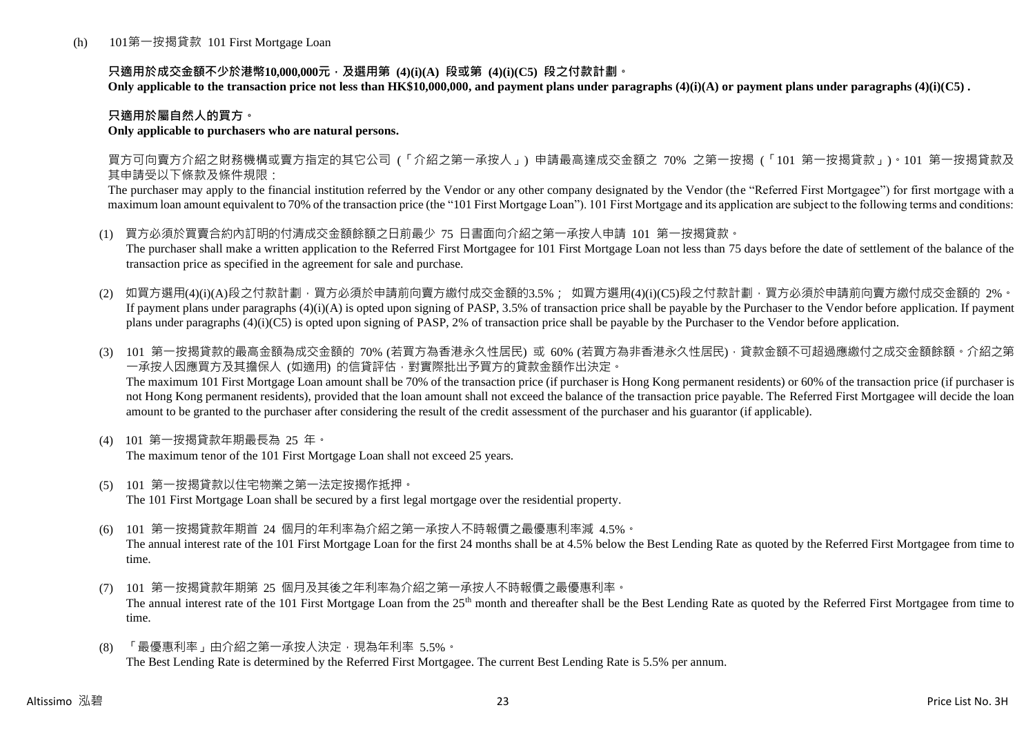(h) 101第一按揭貸款 101 First Mortgage Loan

**只適用於成交金額不少於港幣10,000,000元，及選用第 (4)(i)(A) 段或第 (4)(i)(C5) 段之付款計劃。**
**Only applicable to the transaction price not less than HK$10,000,000, and payment plans under paragraphs (4)(i)(A) or payment plans under paragraphs (4)(i)(C5) .**

**只適用於屬自然人的買方。**
**Only applicable to purchasers who are natural persons.**

買方可向賣方介紹之財務機構或賣方指定的其它公司 (「介紹之第一承按人」) 申請最高達成交金額之 70% 之第一按揭 (「101 第一按揭貸款」)。101 第一按揭貸款及其申請受以下條款及條件規限：
The purchaser may apply to the financial institution referred by the Vendor or any other company designated by the Vendor (the "Referred First Mortgagee") for first mortgage with a maximum loan amount equivalent to 70% of the transaction price (the "101 First Mortgage Loan"). 101 First Mortgage and its application are subject to the following terms and conditions:

(1) 買方必須於買賣合約內訂明的付清成交金額餘額之日前最少 75 日書面向介紹之第一承按人申請 101 第一按揭貸款。
The purchaser shall make a written application to the Referred First Mortgagee for 101 First Mortgage Loan not less than 75 days before the date of settlement of the balance of the transaction price as specified in the agreement for sale and purchase.

(2) 如買方選用(4)(i)(A)段之付款計劃，買方必須於申請前向賣方繳付成交金額的3.5%； 如買方選用(4)(i)(C5)段之付款計劃，買方必須於申請前向賣方繳付成交金額的 2%。
If payment plans under paragraphs (4)(i)(A) is opted upon signing of PASP, 3.5% of transaction price shall be payable by the Purchaser to the Vendor before application. If payment plans under paragraphs (4)(i)(C5) is opted upon signing of PASP, 2% of transaction price shall be payable by the Purchaser to the Vendor before application.

(3) 101 第一按揭貸款的最高金額為成交金額的 70% (若買方為香港永久性居民) 或 60% (若買方為非香港永久性居民)，貸款金額不可超過應繳付之成交金額餘額。介紹之第一承按人因應買方及其擔保人 (如適用) 的信貸評估，對實際批出予買方的貸款金額作出決定。
The maximum 101 First Mortgage Loan amount shall be 70% of the transaction price (if purchaser is Hong Kong permanent residents) or 60% of the transaction price (if purchaser is not Hong Kong permanent residents), provided that the loan amount shall not exceed the balance of the transaction price payable. The Referred First Mortgagee will decide the loan amount to be granted to the purchaser after considering the result of the credit assessment of the purchaser and his guarantor (if applicable).

(4) 101 第一按揭貸款年期最長為 25 年。
The maximum tenor of the 101 First Mortgage Loan shall not exceed 25 years.

(5) 101 第一按揭貸款以住宅物業之第一法定按揭作抵押。
The 101 First Mortgage Loan shall be secured by a first legal mortgage over the residential property.

(6) 101 第一按揭貸款年期首 24 個月的年利率為介紹之第一承按人不時報價之最優惠利率減 4.5%。
The annual interest rate of the 101 First Mortgage Loan for the first 24 months shall be at 4.5% below the Best Lending Rate as quoted by the Referred First Mortgagee from time to time.

(7) 101 第一按揭貸款年期第 25 個月及其後之年利率為介紹之第一承按人不時報價之最優惠利率。
The annual interest rate of the 101 First Mortgage Loan from the 25th month and thereafter shall be the Best Lending Rate as quoted by the Referred First Mortgagee from time to time.

(8) 「最優惠利率」由介紹之第一承按人決定，現為年利率 5.5%。
The Best Lending Rate is determined by the Referred First Mortgagee. The current Best Lending Rate is 5.5% per annum.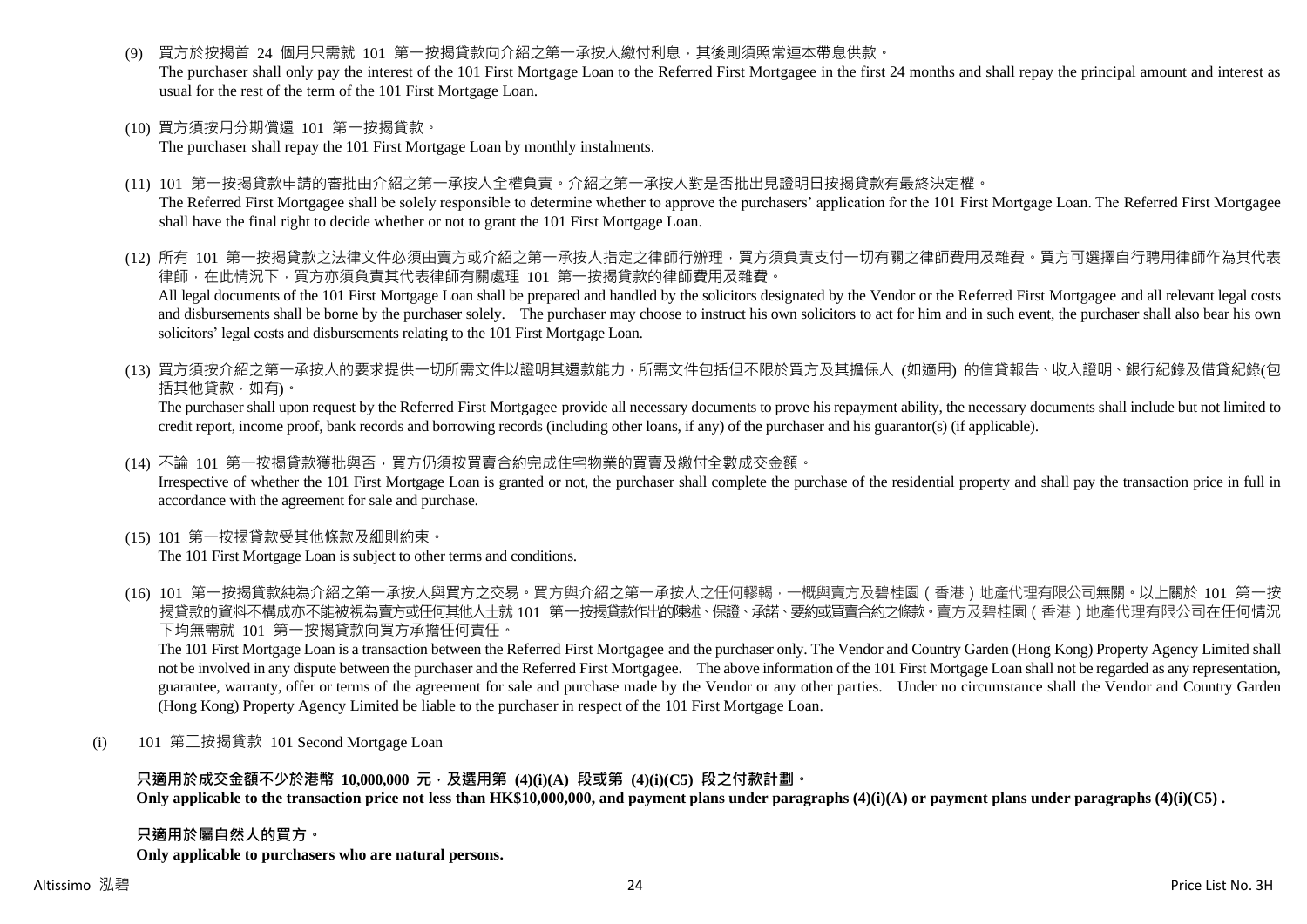(9) 買方於按揭首 24 個月只需就 101 第一按揭貸款向介紹之第一承按人繳付利息，其後則須照常連本帶息供款。
The purchaser shall only pay the interest of the 101 First Mortgage Loan to the Referred First Mortgagee in the first 24 months and shall repay the principal amount and interest as usual for the rest of the term of the 101 First Mortgage Loan.

(10) 買方須按月分期償還 101 第一按揭貸款。
The purchaser shall repay the 101 First Mortgage Loan by monthly instalments.

(11) 101 第一按揭貸款申請的審批由介紹之第一承按人全權負責。介紹之第一承按人對是否批出見證明日按揭貸款有最終決定權。
The Referred First Mortgagee shall be solely responsible to determine whether to approve the purchasers' application for the 101 First Mortgage Loan. The Referred First Mortgagee shall have the final right to decide whether or not to grant the 101 First Mortgage Loan.

(12) 所有 101 第一按揭貸款之法律文件必須由賣方或介紹之第一承按人指定之律師行辦理，買方須負責支付一切有關之律師費用及雜費。買方可選擇自行聘用律師作為其代表律師，在此情況下，買方亦須負責其代表律師有關處理 101 第一按揭貸款的律師費用及雜費。
All legal documents of the 101 First Mortgage Loan shall be prepared and handled by the solicitors designated by the Vendor or the Referred First Mortgagee and all relevant legal costs and disbursements shall be borne by the purchaser solely. The purchaser may choose to instruct his own solicitors to act for him and in such event, the purchaser shall also bear his own solicitors' legal costs and disbursements relating to the 101 First Mortgage Loan.

(13) 買方須按介紹之第一承按人的要求提供一切所需文件以證明其還款能力，所需文件包括但不限於買方及其擔保人 (如適用) 的信貸報告、收入證明、銀行紀錄及借貸紀錄(包括其他貸款，如有)。
The purchaser shall upon request by the Referred First Mortgagee provide all necessary documents to prove his repayment ability, the necessary documents shall include but not limited to credit report, income proof, bank records and borrowing records (including other loans, if any) of the purchaser and his guarantor(s) (if applicable).

(14) 不論 101 第一按揭貸款獲批與否，買方仍須按買賣合約完成住宅物業的買賣及繳付全數成交金額。
Irrespective of whether the 101 First Mortgage Loan is granted or not, the purchaser shall complete the purchase of the residential property and shall pay the transaction price in full in accordance with the agreement for sale and purchase.

(15) 101 第一按揭貸款受其他條款及細則約束。
The 101 First Mortgage Loan is subject to other terms and conditions.

(16) 101 第一按揭貸款純為介紹之第一承按人與買方之交易。買方與介紹之第一承按人之任何轇轕，一概與賣方及碧桂園（香港）地產代理有限公司無關。以上關於 101 第一按揭貸款的資料不構成亦不能被視為賣方或任何其他人士就 101 第一按揭貸款作出的陳述、保證、承諾、要約或買賣合約之條款。賣方及碧桂園（香港）地產代理有限公司在任何情況下均無需就 101 第一按揭貸款向買方承擔任何責任。
The 101 First Mortgage Loan is a transaction between the Referred First Mortgagee and the purchaser only. The Vendor and Country Garden (Hong Kong) Property Agency Limited shall not be involved in any dispute between the purchaser and the Referred First Mortgagee. The above information of the 101 First Mortgage Loan shall not be regarded as any representation, guarantee, warranty, offer or terms of the agreement for sale and purchase made by the Vendor or any other parties. Under no circumstance shall the Vendor and Country Garden (Hong Kong) Property Agency Limited be liable to the purchaser in respect of the 101 First Mortgage Loan.

(i) 101 第二按揭貸款 101 Second Mortgage Loan

**只適用於成交金額不少於港幣 10,000,000 元，及選用第 (4)(i)(A) 段或第 (4)(i)(C5) 段之付款計劃。**
**Only applicable to the transaction price not less than HK$10,000,000, and payment plans under paragraphs (4)(i)(A) or payment plans under paragraphs (4)(i)(C5) .**

**只適用於屬自然人的買方。**
**Only applicable to purchasers who are natural persons.**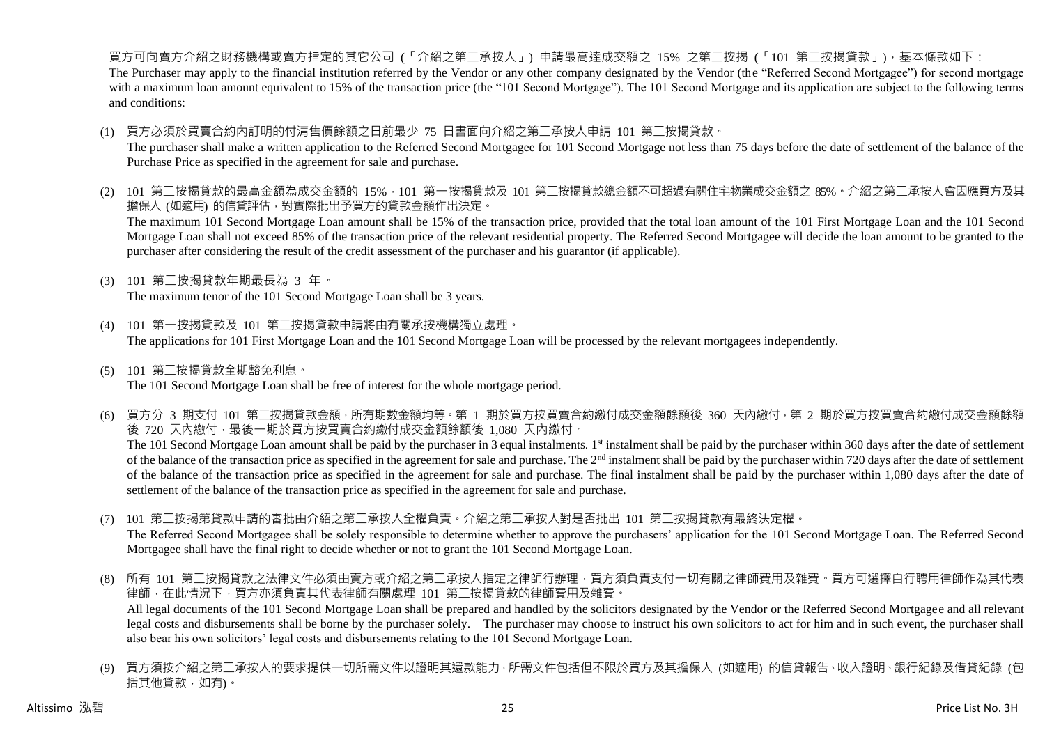買方可向賣方介紹之財務機構或賣方指定的其它公司 (「介紹之第二承按人」) 申請最高達成交額之 15% 之第二按揭 (「101 第二按揭貸款」)，基本條款如下：
The Purchaser may apply to the financial institution referred by the Vendor or any other company designated by the Vendor (the "Referred Second Mortgagee") for second mortgage with a maximum loan amount equivalent to 15% of the transaction price (the "101 Second Mortgage"). The 101 Second Mortgage and its application are subject to the following terms and conditions:

(1) 買方必須於買賣合約內訂明的付清售價餘額之日前最少 75 日書面向介紹之第二承按人申請 101 第二按揭貸款。
The purchaser shall make a written application to the Referred Second Mortgagee for 101 Second Mortgage not less than 75 days before the date of settlement of the balance of the Purchase Price as specified in the agreement for sale and purchase.

(2) 101 第二按揭貸款的最高金額為成交金額的 15%，101 第一按揭貸款及 101 第二按揭貸款總金額不可超過有關住宅物業成交金額之 85%。介紹之第二承按人會因應買方及其擔保人 (如適用) 的信貸評估，對實際批出予買方的貸款金額作出決定。
The maximum 101 Second Mortgage Loan amount shall be 15% of the transaction price, provided that the total loan amount of the 101 First Mortgage Loan and the 101 Second Mortgage Loan shall not exceed 85% of the transaction price of the relevant residential property. The Referred Second Mortgagee will decide the loan amount to be granted to the purchaser after considering the result of the credit assessment of the purchaser and his guarantor (if applicable).

(3) 101 第二按揭貸款年期最長為 3 年。
The maximum tenor of the 101 Second Mortgage Loan shall be 3 years.

(4) 101 第一按揭貸款及 101 第二按揭貸款申請將由有關承按機構獨立處理。
The applications for 101 First Mortgage Loan and the 101 Second Mortgage Loan will be processed by the relevant mortgagees independently.

(5) 101 第二按揭貸款全期豁免利息。
The 101 Second Mortgage Loan shall be free of interest for the whole mortgage period.

(6) 買方分 3 期支付 101 第二按揭貸款金額，所有期數金額均等。第 1 期於買方按買賣合約繳付成交金額餘額後 360 天內繳付，第 2 期於買方按買賣合約繳付成交金額餘額後 720 天內繳付，最後一期於買方按買賣合約繳付成交金額餘額後 1,080 天內繳付。
The 101 Second Mortgage Loan amount shall be paid by the purchaser in 3 equal instalments. 1st instalment shall be paid by the purchaser within 360 days after the date of settlement of the balance of the transaction price as specified in the agreement for sale and purchase. The 2nd instalment shall be paid by the purchaser within 720 days after the date of settlement of the balance of the transaction price as specified in the agreement for sale and purchase. The final instalment shall be paid by the purchaser within 1,080 days after the date of settlement of the balance of the transaction price as specified in the agreement for sale and purchase.

(7) 101 第二按揭第貸款申請的審批由介紹之第二承按人全權負責。介紹之第二承按人對是否批出 101 第二按揭貸款有最終決定權。
The Referred Second Mortgagee shall be solely responsible to determine whether to approve the purchasers' application for the 101 Second Mortgage Loan. The Referred Second Mortgagee shall have the final right to decide whether or not to grant the 101 Second Mortgage Loan.

(8) 所有 101 第二按揭貸款之法律文件必須由賣方或介紹之第二承按人指定之律師行辦理，買方須負責支付一切有關之律師費用及雜費。買方可選擇自行聘用律師作為其代表律師，在此情況下，買方亦須負責其代表律師有關處理 101 第二按揭貸款的律師費用及雜費。
All legal documents of the 101 Second Mortgage Loan shall be prepared and handled by the solicitors designated by the Vendor or the Referred Second Mortgagee and all relevant legal costs and disbursements shall be borne by the purchaser solely. The purchaser may choose to instruct his own solicitors to act for him and in such event, the purchaser shall also bear his own solicitors' legal costs and disbursements relating to the 101 Second Mortgage Loan.

(9) 買方須按介紹之第二承按人的要求提供一切所需文件以證明其還款能力，所需文件包括但不限於買方及其擔保人 (如適用) 的信貸報告、收入證明、銀行紀錄及借貸紀錄 (包括其他貸款，如有)。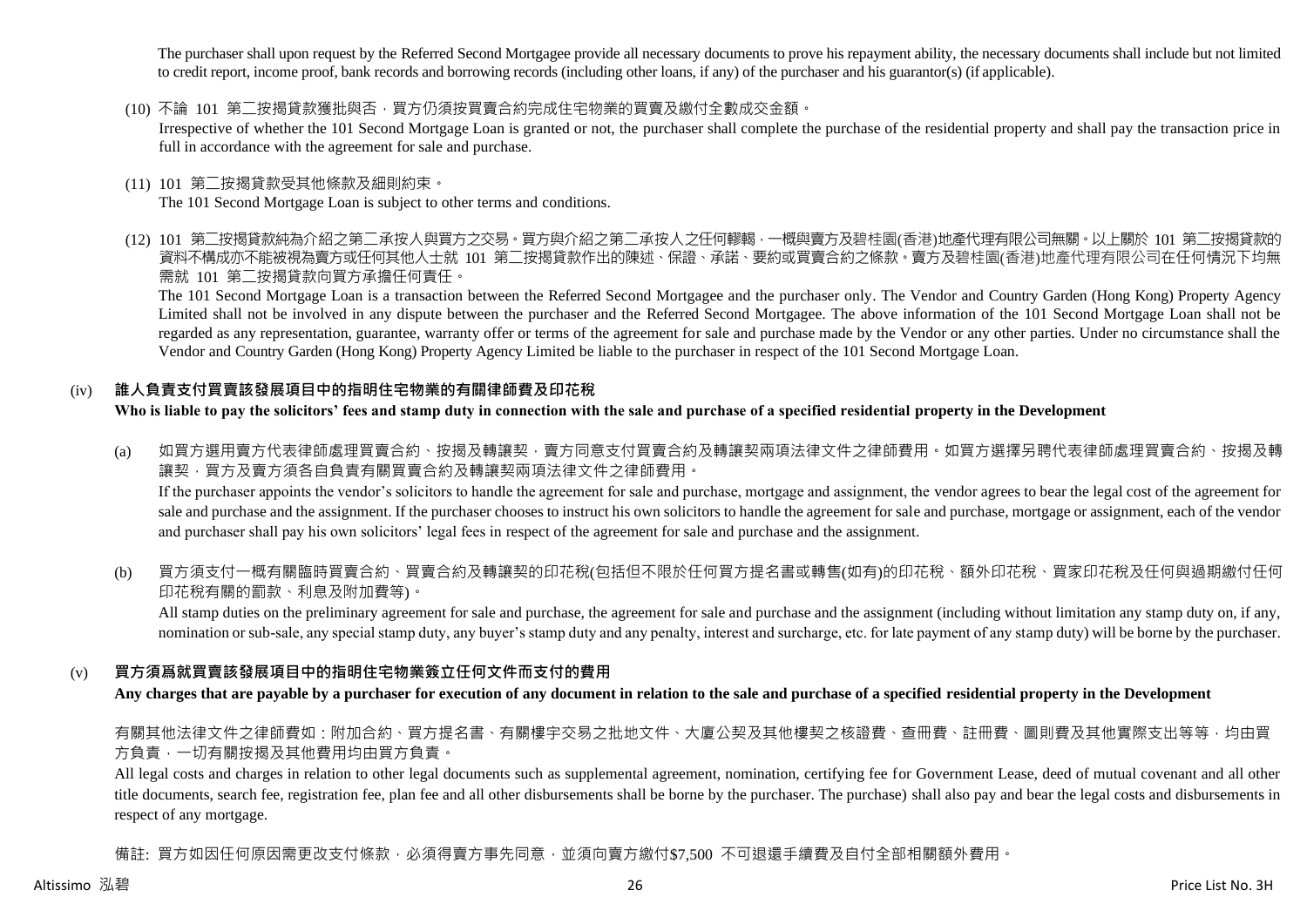The purchaser shall upon request by the Referred Second Mortgagee provide all necessary documents to prove his repayment ability, the necessary documents shall include but not limited to credit report, income proof, bank records and borrowing records (including other loans, if any) of the purchaser and his guarantor(s) (if applicable).

(10) 不論 101 第二按揭貸款獲批與否，買方仍須按買賣合約完成住宅物業的買賣及繳付全數成交金額。
Irrespective of whether the 101 Second Mortgage Loan is granted or not, the purchaser shall complete the purchase of the residential property and shall pay the transaction price in full in accordance with the agreement for sale and purchase.

(11) 101 第二按揭貸款受其他條款及細則約束。
The 101 Second Mortgage Loan is subject to other terms and conditions.

(12) 101 第二按揭貸款純為介紹之第二承按人與買方之交易。買方與介紹之第二承按人之任何轇輵，一概與賣方及碧桂園(香港)地產代理有限公司無關。以上關於 101 第二按揭貸款的資料不構成亦不能被視為賣方或任何其他人士就 101 第二按揭貸款作出的陳述、保證、承諾、要約或買賣合約之條款。賣方及碧桂園(香港)地產代理有限公司在任何情況下均無需就 101 第二按揭貸款向買方承擔任何責任。
The 101 Second Mortgage Loan is a transaction between the Referred Second Mortgagee and the purchaser only. The Vendor and Country Garden (Hong Kong) Property Agency Limited shall not be involved in any dispute between the purchaser and the Referred Second Mortgagee. The above information of the 101 Second Mortgage Loan shall not be regarded as any representation, guarantee, warranty offer or terms of the agreement for sale and purchase made by the Vendor or any other parties. Under no circumstance shall the Vendor and Country Garden (Hong Kong) Property Agency Limited be liable to the purchaser in respect of the 101 Second Mortgage Loan.

### (iv) 誰人負責支付買賣該發展項目中的指明住宅物業的有關律師費及印花稅
**Who is liable to pay the solicitors' fees and stamp duty in connection with the sale and purchase of a specified residential property in the Development**

(a) 如買方選用賣方代表律師處理買賣合約、按揭及轉讓契，賣方同意支付買賣合約及轉讓契兩項法律文件之律師費用。如買方選擇另聘代表律師處理買賣合約、按揭及轉讓契，買方及賣方須各自負責有關買賣合約及轉讓契兩項法律文件之律師費用。
If the purchaser appoints the vendor's solicitors to handle the agreement for sale and purchase, mortgage and assignment, the vendor agrees to bear the legal cost of the agreement for sale and purchase and the assignment. If the purchaser chooses to instruct his own solicitors to handle the agreement for sale and purchase, mortgage or assignment, each of the vendor and purchaser shall pay his own solicitors' legal fees in respect of the agreement for sale and purchase and the assignment.

(b) 買方須支付一概有關臨時買賣合約、買賣合約及轉讓契的印花稅(包括但不限於任何買方提名書或轉售(如有)的印花稅、額外印花稅、買家印花稅及任何與過期繳付任何印花稅有關的罰款、利息及附加費等)。
All stamp duties on the preliminary agreement for sale and purchase, the agreement for sale and purchase and the assignment (including without limitation any stamp duty on, if any, nomination or sub-sale, any special stamp duty, any buyer's stamp duty and any penalty, interest and surcharge, etc. for late payment of any stamp duty) will be borne by the purchaser.

### (v) 買方須爲就買賣該發展項目中的指明住宅物業簽立任何文件而支付的費用
**Any charges that are payable by a purchaser for execution of any document in relation to the sale and purchase of a specified residential property in the Development**

有關其他法律文件之律師費如：附加合約、買方提名書、有關樓宇交易之批地文件、大廈公契及其他樓契之核證費、查冊費、註冊費、圖則費及其他實際支出等等，均由買方負責，一切有關按揭及其他費用均由買方負責。
All legal costs and charges in relation to other legal documents such as supplemental agreement, nomination, certifying fee for Government Lease, deed of mutual covenant and all other title documents, search fee, registration fee, plan fee and all other disbursements shall be borne by the purchaser. The purchase) shall also pay and bear the legal costs and disbursements in respect of any mortgage.

備註: 買方如因任何原因需更改支付條款，必須得賣方事先同意，並須向賣方繳付$7,500 不可退還手續費及自付全部相關額外費用。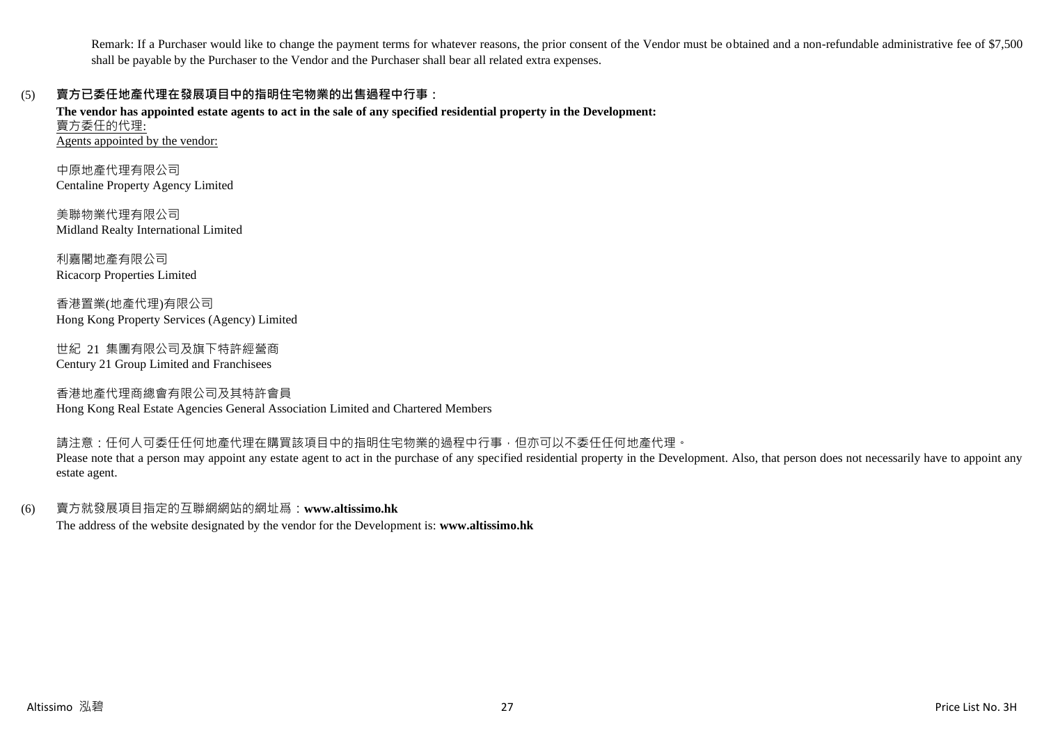Remark: If a Purchaser would like to change the payment terms for whatever reasons, the prior consent of the Vendor must be obtained and a non-refundable administrative fee of $7,500 shall be payable by the Purchaser to the Vendor and the Purchaser shall bear all related extra expenses.

(5) **賣方已委任地產代理在發展項目中的指明住宅物業的出售過程中行事：**

**The vendor has appointed estate agents to act in the sale of any specified residential property in the Development:**

賣方委任的代理:

Agents appointed by the vendor:

中原地產代理有限公司
Centaline Property Agency Limited

美聯物業代理有限公司
Midland Realty International Limited

利嘉閣地產有限公司
Ricacorp Properties Limited

香港置業(地產代理)有限公司
Hong Kong Property Services (Agency) Limited

世紀 21 集團有限公司及旗下特許經營商
Century 21 Group Limited and Franchisees

香港地產代理商總會有限公司及其特許會員
Hong Kong Real Estate Agencies General Association Limited and Chartered Members

請注意：任何人可委任任何地產代理在購買該項目中的指明住宅物業的過程中行事，但亦可以不委任任何地產代理。

Please note that a person may appoint any estate agent to act in the purchase of any specified residential property in the Development. Also, that person does not necessarily have to appoint any estate agent.

(6) 賣方就發展項目指定的互聯網網站的網址爲：**www.altissimo.hk**

The address of the website designated by the vendor for the Development is: **www.altissimo.hk**